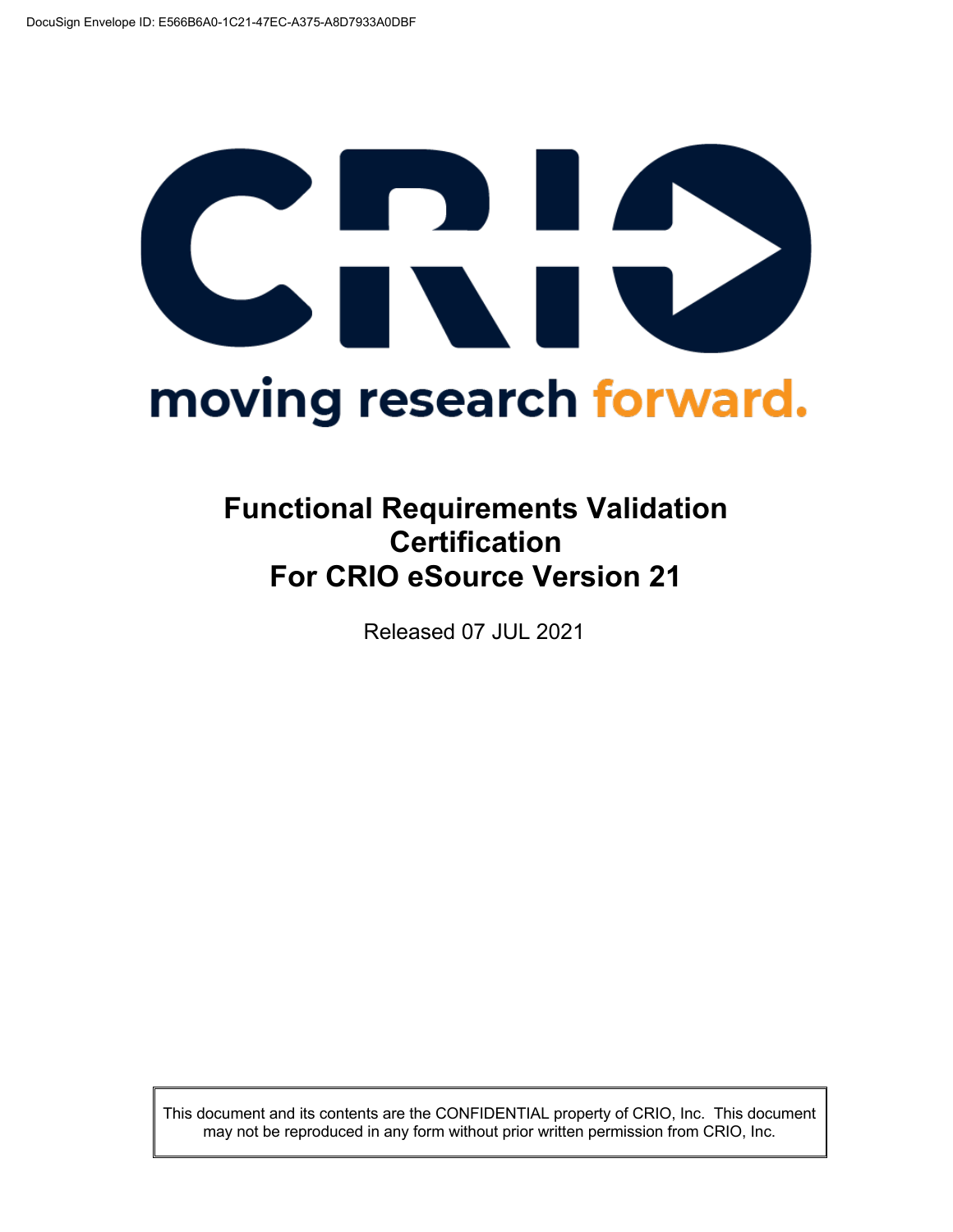DocuSign Envelope ID: E566B6A0-1C21-47EC-A375-A8D7933A0DBF

CRIO

moving research forward.

# Functional Requirements Validation Certification For CRIO eSource Version 21

Released 07 JUL 2021

This document and its contents are the CONFIDENTIAL property of CRIO, Inc. This document may not be reproduced in any form without prior written permission from CRIO, Inc.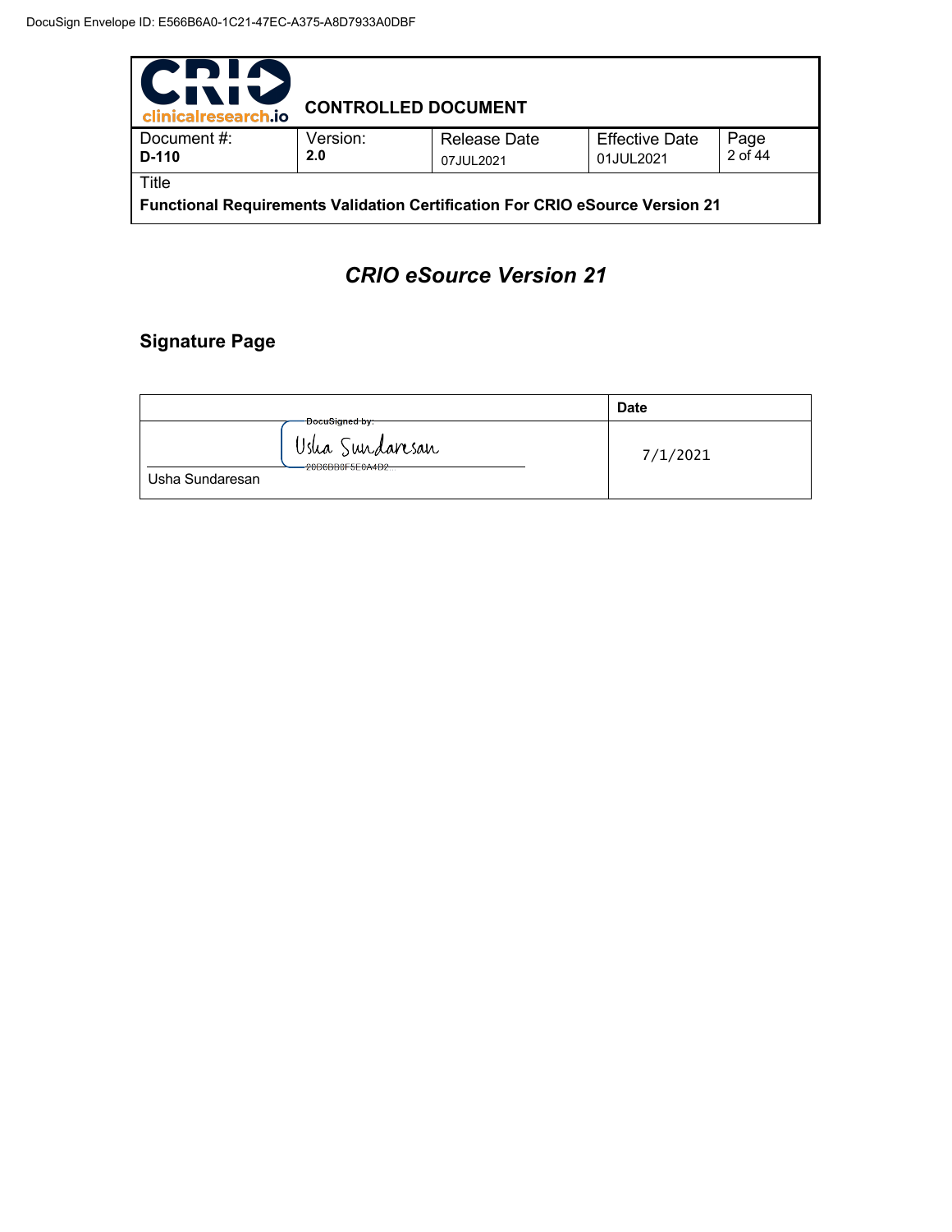## CRIO eSource Version 21

### Signature Page

| | Date |
|---|---|
| DocuSigned by: Usha Sundaresan 20D6BB8F5E6A4D2... <br> Usha Sundaresan | 7/1/2021 |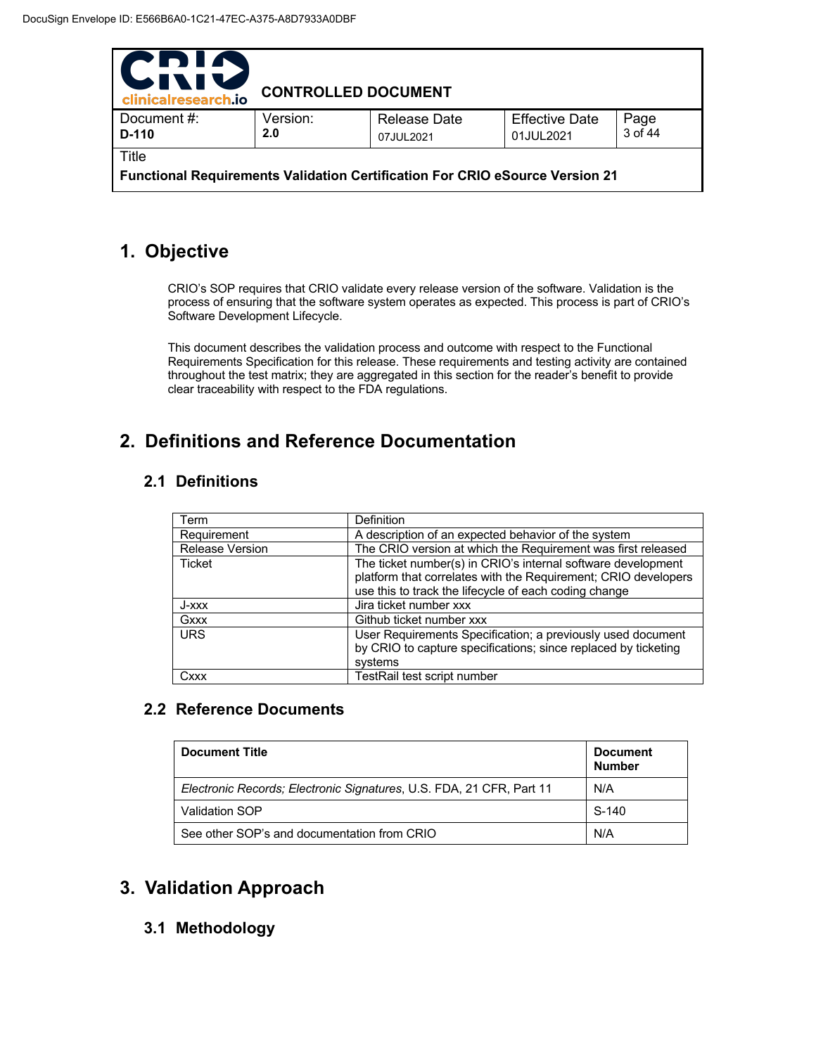# 1. Objective

CRIO's SOP requires that CRIO validate every release version of the software. Validation is the process of ensuring that the software system operates as expected. This process is part of CRIO's Software Development Lifecycle.

This document describes the validation process and outcome with respect to the Functional Requirements Specification for this release. These requirements and testing activity are contained throughout the test matrix; they are aggregated in this section for the reader's benefit to provide clear traceability with respect to the FDA regulations.

# 2. Definitions and Reference Documentation

## 2.1 Definitions

| Term | Definition |
|---|---|
| Requirement | A description of an expected behavior of the system |
| Release Version | The CRIO version at which the Requirement was first released |
| Ticket | The ticket number(s) in CRIO's internal software development platform that correlates with the Requirement; CRIO developers use this to track the lifecycle of each coding change |
| J-xxx | Jira ticket number xxx |
| Gxxx | Github ticket number xxx |
| URS | User Requirements Specification; a previously used document by CRIO to capture specifications; since replaced by ticketing systems |
| Cxxx | TestRail test script number |

## 2.2 Reference Documents

| Document Title | Document Number |
|---|---|
| *Electronic Records; Electronic Signatures*, U.S. FDA, 21 CFR, Part 11 | N/A |
| Validation SOP | S-140 |
| See other SOP's and documentation from CRIO | N/A |

# 3. Validation Approach

## 3.1 Methodology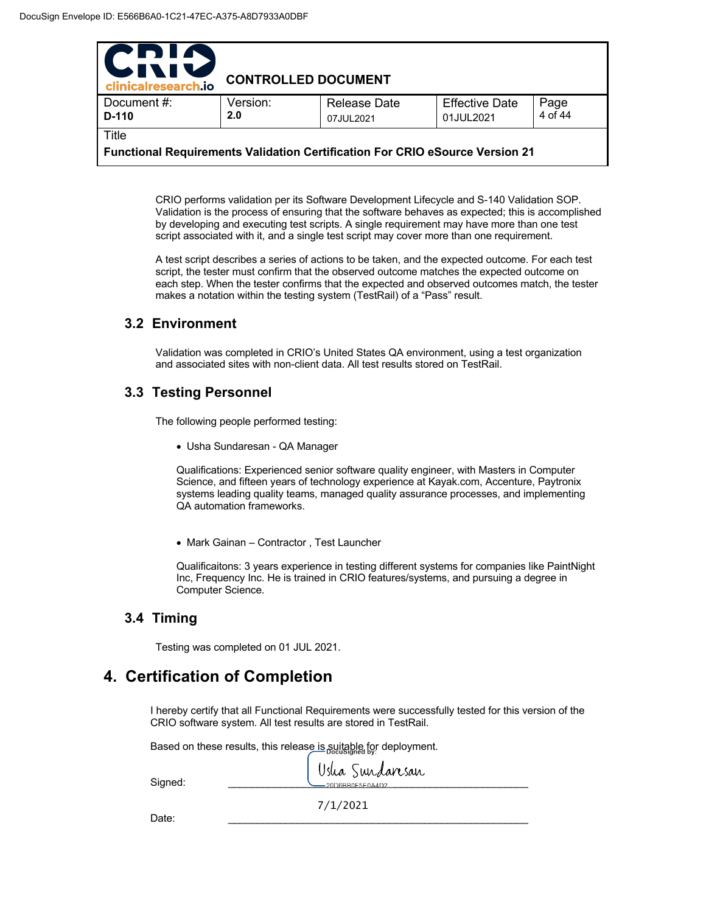CRIO performs validation per its Software Development Lifecycle and S-140 Validation SOP. Validation is the process of ensuring that the software behaves as expected; this is accomplished by developing and executing test scripts. A single requirement may have more than one test script associated with it, and a single test script may cover more than one requirement.

A test script describes a series of actions to be taken, and the expected outcome. For each test script, the tester must confirm that the observed outcome matches the expected outcome on each step. When the tester confirms that the expected and observed outcomes match, the tester makes a notation within the testing system (TestRail) of a "Pass" result.

### 3.2 Environment

Validation was completed in CRIO's United States QA environment, using a test organization and associated sites with non-client data. All test results stored on TestRail.

### 3.3 Testing Personnel

The following people performed testing:

- Usha Sundaresan - QA Manager

  Qualifications: Experienced senior software quality engineer, with Masters in Computer Science, and fifteen years of technology experience at Kayak.com, Accenture, Paytronix systems leading quality teams, managed quality assurance processes, and implementing QA automation frameworks.

- Mark Gainan – Contractor , Test Launcher

  Qualificaitons: 3 years experience in testing different systems for companies like PaintNight Inc, Frequency Inc. He is trained in CRIO features/systems, and pursuing a degree in Computer Science.

### 3.4 Timing

Testing was completed on 01 JUL 2021.

## 4. Certification of Completion

I hereby certify that all Functional Requirements were successfully tested for this version of the CRIO software system. All test results are stored in TestRail.

Based on these results, this release is suitable for deployment.

Signed: DocuSigned by: Usha Sundaresan 20D6BB0E5E0A4D2

Date: 7/1/2021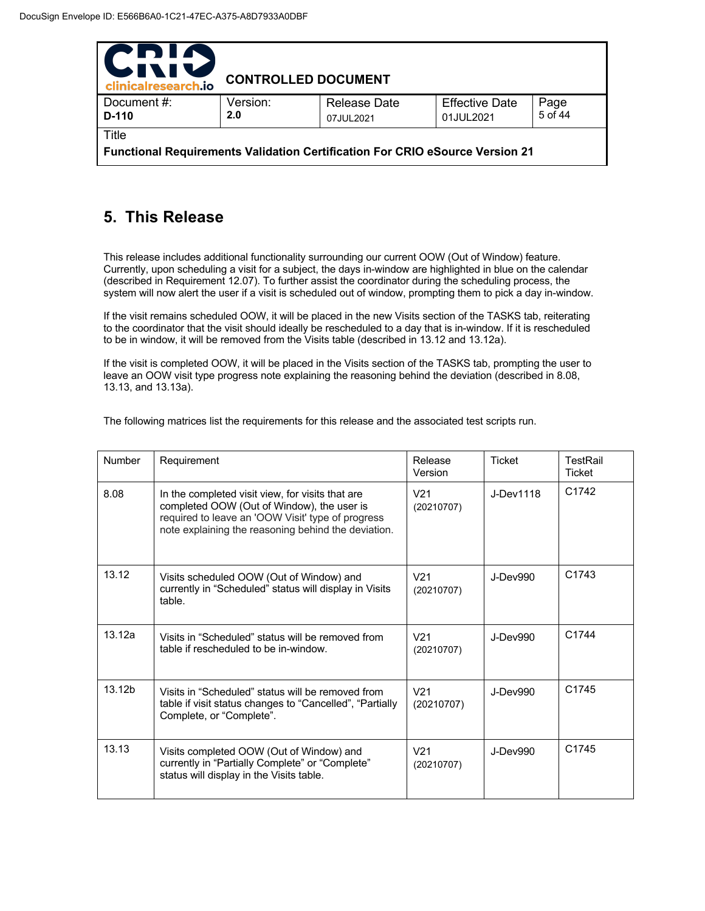## 5. This Release

This release includes additional functionality surrounding our current OOW (Out of Window) feature. Currently, upon scheduling a visit for a subject, the days in-window are highlighted in blue on the calendar (described in Requirement 12.07). To further assist the coordinator during the scheduling process, the system will now alert the user if a visit is scheduled out of window, prompting them to pick a day in-window.

If the visit remains scheduled OOW, it will be placed in the new Visits section of the TASKS tab, reiterating to the coordinator that the visit should ideally be rescheduled to a day that is in-window. If it is rescheduled to be in window, it will be removed from the Visits table (described in 13.12 and 13.12a).

If the visit is completed OOW, it will be placed in the Visits section of the TASKS tab, prompting the user to leave an OOW visit type progress note explaining the reasoning behind the deviation (described in 8.08, 13.13, and 13.13a).

The following matrices list the requirements for this release and the associated test scripts run.

| Number | Requirement | Release Version | Ticket | TestRail Ticket |
|---|---|---|---|---|
| 8.08 | In the completed visit view, for visits that are completed OOW (Out of Window), the user is required to leave an 'OOW Visit' type of progress note explaining the reasoning behind the deviation. | V21 (20210707) | J-Dev1118 | C1742 |
| 13.12 | Visits scheduled OOW (Out of Window) and currently in "Scheduled" status will display in Visits table. | V21 (20210707) | J-Dev990 | C1743 |
| 13.12a | Visits in "Scheduled" status will be removed from table if rescheduled to be in-window. | V21 (20210707) | J-Dev990 | C1744 |
| 13.12b | Visits in "Scheduled" status will be removed from table if visit status changes to "Cancelled", "Partially Complete, or "Complete". | V21 (20210707) | J-Dev990 | C1745 |
| 13.13 | Visits completed OOW (Out of Window) and currently in "Partially Complete" or "Complete" status will display in the Visits table. | V21 (20210707) | J-Dev990 | C1745 |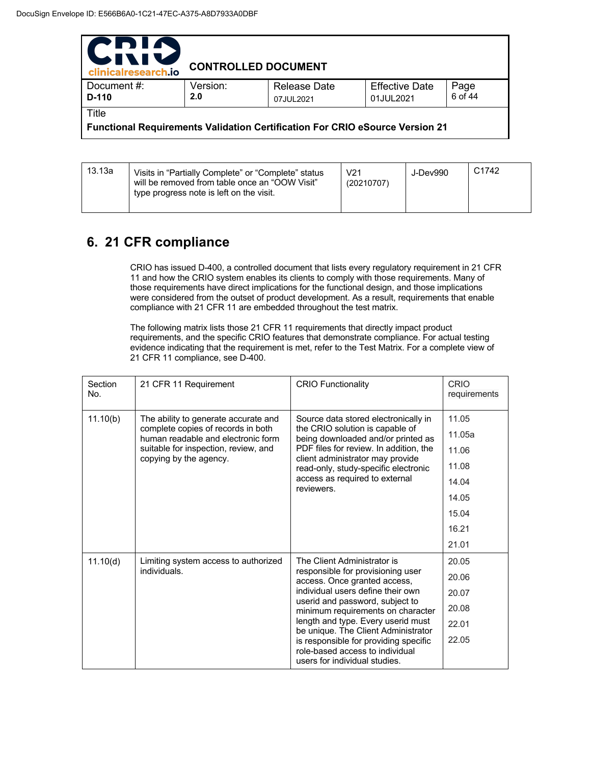| 13.13a | Visits in "Partially Complete" or "Complete" status will be removed from table once an "OOW Visit" type progress note is left on the visit. | V21 (20210707) | J-Dev990 | C1742 |
|---|---|---|---|---|

## 6. 21 CFR compliance

CRIO has issued D-400, a controlled document that lists every regulatory requirement in 21 CFR 11 and how the CRIO system enables its clients to comply with those requirements. Many of those requirements have direct implications for the functional design, and those implications were considered from the outset of product development. As a result, requirements that enable compliance with 21 CFR 11 are embedded throughout the test matrix.

The following matrix lists those 21 CFR 11 requirements that directly impact product requirements, and the specific CRIO features that demonstrate compliance. For actual testing evidence indicating that the requirement is met, refer to the Test Matrix. For a complete view of 21 CFR 11 compliance, see D-400.

| Section No. | 21 CFR 11 Requirement | CRIO Functionality | CRIO requirements |
|---|---|---|---|
| 11.10(b) | The ability to generate accurate and complete copies of records in both human readable and electronic form suitable for inspection, review, and copying by the agency. | Source data stored electronically in the CRIO solution is capable of being downloaded and/or printed as PDF files for review. In addition, the client administrator may provide read-only, study-specific electronic access as required to external reviewers. | 11.05<br>11.05a<br>11.06<br>11.08<br>14.04<br>14.05<br>15.04<br>16.21<br>21.01 |
| 11.10(d) | Limiting system access to authorized individuals. | The Client Administrator is responsible for provisioning user access. Once granted access, individual users define their own userid and password, subject to minimum requirements on character length and type. Every userid must be unique. The Client Administrator is responsible for providing specific role-based access to individual users for individual studies. | 20.05<br>20.06<br>20.07<br>20.08<br>22.01<br>22.05 |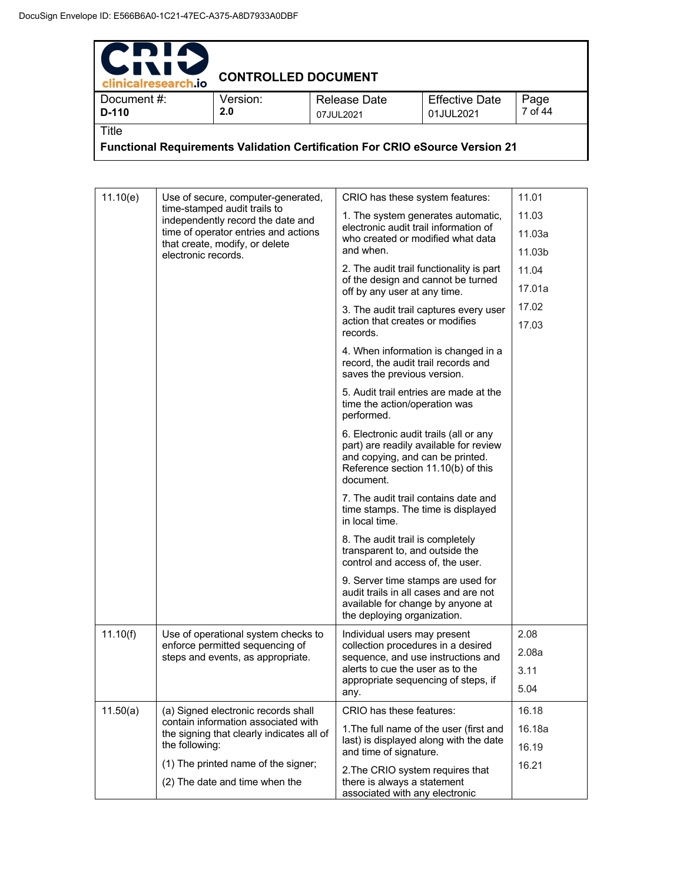| 11.10(e) | Use of secure, computer-generated, time-stamped audit trails to independently record the date and time of operator entries and actions that create, modify, or delete electronic records. | CRIO has these system features:<br><br>1. The system generates automatic, electronic audit trail information of who created or modified what data and when.<br><br>2. The audit trail functionality is part of the design and cannot be turned off by any user at any time.<br><br>3. The audit trail captures every user action that creates or modifies records.<br><br>4. When information is changed in a record, the audit trail records and saves the previous version.<br><br>5. Audit trail entries are made at the time the action/operation was performed.<br><br>6. Electronic audit trails (all or any part) are readily available for review and copying, and can be printed. Reference section 11.10(b) of this document.<br><br>7. The audit trail contains date and time stamps. The time is displayed in local time.<br><br>8. The audit trail is completely transparent to, and outside the control and access of, the user.<br><br>9. Server time stamps are used for audit trails in all cases and are not available for change by anyone at the deploying organization. | 11.01<br>11.03<br>11.03a<br>11.03b<br>11.04<br>17.01a<br>17.02<br>17.03 |
|---|---|---|---|
| 11.10(f) | Use of operational system checks to enforce permitted sequencing of steps and events, as appropriate. | Individual users may present collection procedures in a desired sequence, and use instructions and alerts to cue the user as to the appropriate sequencing of steps, if any. | 2.08<br>2.08a<br>3.11<br>5.04 |
| 11.50(a) | (a) Signed electronic records shall contain information associated with the signing that clearly indicates all of the following:<br><br>(1) The printed name of the signer;<br><br>(2) The date and time when the | CRIO has these features:<br><br>1.The full name of the user (first and last) is displayed along with the date and time of signature.<br><br>2.The CRIO system requires that there is always a statement associated with any electronic | 16.18<br>16.18a<br>16.19<br>16.21 |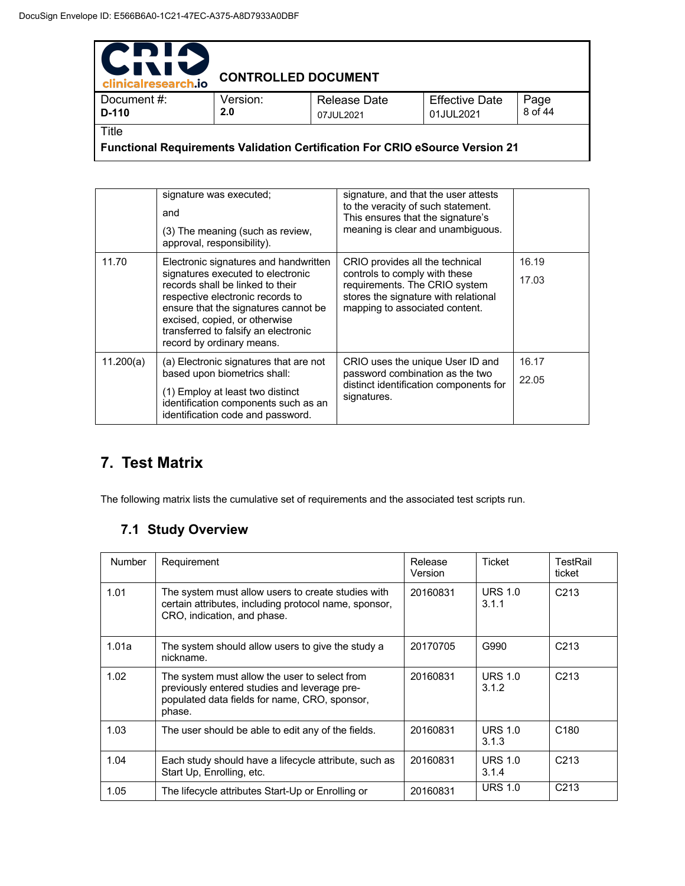|  | signature was executed;<br><br>and<br><br>(3) The meaning (such as review, approval, responsibility). | signature, and that the user attests to the veracity of such statement. This ensures that the signature's meaning is clear and unambiguous. |  |
|---|---|---|---|
| 11.70 | Electronic signatures and handwritten signatures executed to electronic records shall be linked to their respective electronic records to ensure that the signatures cannot be excised, copied, or otherwise transferred to falsify an electronic record by ordinary means. | CRIO provides all the technical controls to comply with these requirements. The CRIO system stores the signature with relational mapping to associated content. | 16.19<br><br>17.03 |
| 11.200(a) | (a) Electronic signatures that are not based upon biometrics shall:<br><br>(1) Employ at least two distinct identification components such as an identification code and password. | CRIO uses the unique User ID and password combination as the two distinct identification components for signatures. | 16.17<br><br>22.05 |

# 7. Test Matrix

The following matrix lists the cumulative set of requirements and the associated test scripts run.

## 7.1 Study Overview

| Number | Requirement | Release Version | Ticket | TestRail ticket |
|---|---|---|---|---|
| 1.01 | The system must allow users to create studies with certain attributes, including protocol name, sponsor, CRO, indication, and phase. | 20160831 | URS 1.0 3.1.1 | C213 |
| 1.01a | The system should allow users to give the study a nickname. | 20170705 | G990 | C213 |
| 1.02 | The system must allow the user to select from previously entered studies and leverage pre-populated data fields for name, CRO, sponsor, phase. | 20160831 | URS 1.0 3.1.2 | C213 |
| 1.03 | The user should be able to edit any of the fields. | 20160831 | URS 1.0 3.1.3 | C180 |
| 1.04 | Each study should have a lifecycle attribute, such as Start Up, Enrolling, etc. | 20160831 | URS 1.0 3.1.4 | C213 |
| 1.05 | The lifecycle attributes Start-Up or Enrolling or | 20160831 | URS 1.0 | C213 |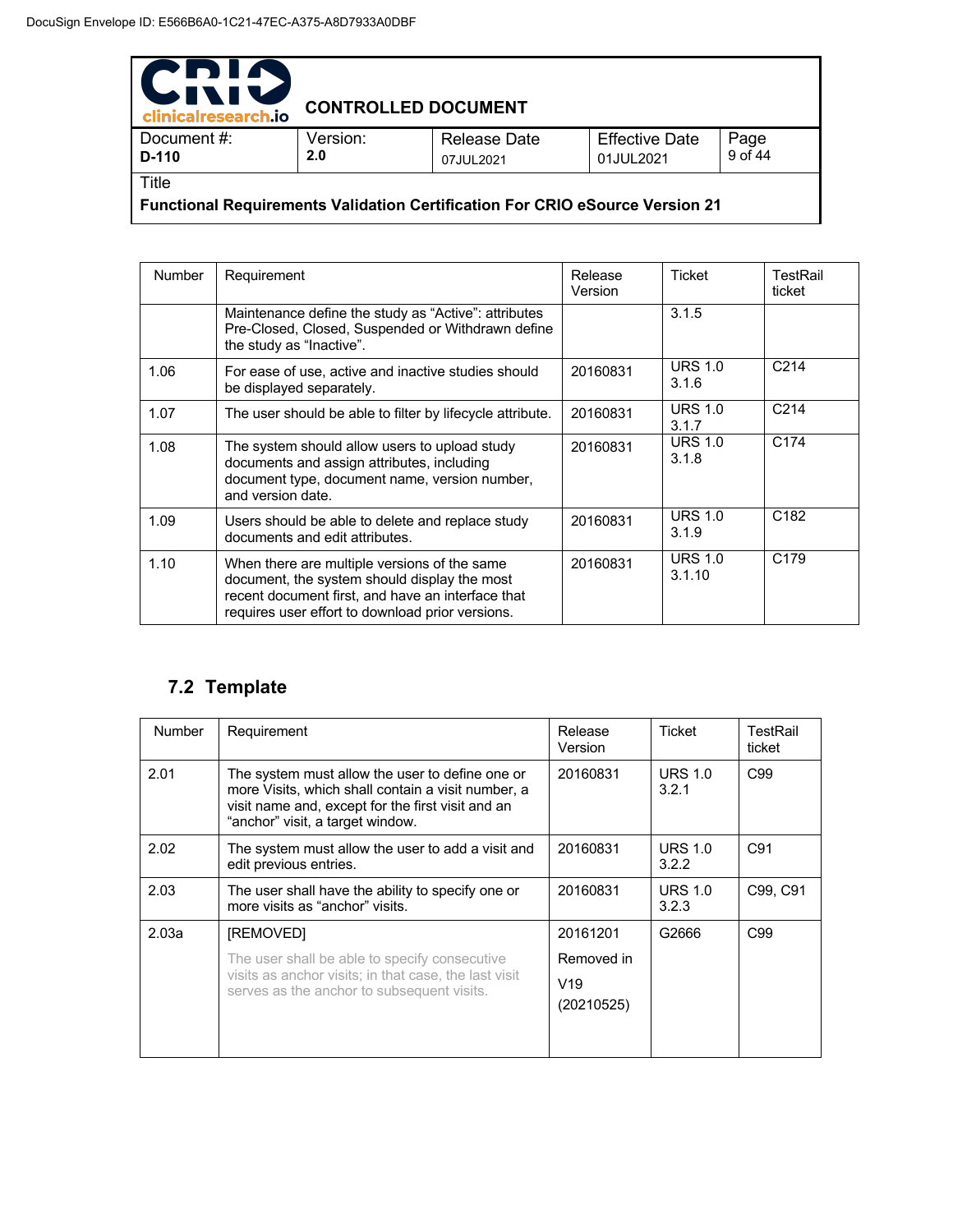| Number | Requirement | Release Version | Ticket | TestRail ticket |
|---|---|---|---|---|
| | Maintenance define the study as "Active": attributes Pre-Closed, Closed, Suspended or Withdrawn define the study as "Inactive". | | 3.1.5 | |
| 1.06 | For ease of use, active and inactive studies should be displayed separately. | 20160831 | URS 1.0 3.1.6 | C214 |
| 1.07 | The user should be able to filter by lifecycle attribute. | 20160831 | URS 1.0 3.1.7 | C214 |
| 1.08 | The system should allow users to upload study documents and assign attributes, including document type, document name, version number, and version date. | 20160831 | URS 1.0 3.1.8 | C174 |
| 1.09 | Users should be able to delete and replace study documents and edit attributes. | 20160831 | URS 1.0 3.1.9 | C182 |
| 1.10 | When there are multiple versions of the same document, the system should display the most recent document first, and have an interface that requires user effort to download prior versions. | 20160831 | URS 1.0 3.1.10 | C179 |

## 7.2 Template

| Number | Requirement | Release Version | Ticket | TestRail ticket |
|---|---|---|---|---|
| 2.01 | The system must allow the user to define one or more Visits, which shall contain a visit number, a visit name and, except for the first visit and an "anchor" visit, a target window. | 20160831 | URS 1.0 3.2.1 | C99 |
| 2.02 | The system must allow the user to add a visit and edit previous entries. | 20160831 | URS 1.0 3.2.2 | C91 |
| 2.03 | The user shall have the ability to specify one or more visits as "anchor" visits. | 20160831 | URS 1.0 3.2.3 | C99, C91 |
| 2.03a | [REMOVED] The user shall be able to specify consecutive visits as anchor visits; in that case, the last visit serves as the anchor to subsequent visits. | 20161201 Removed in V19 (20210525) | G2666 | C99 |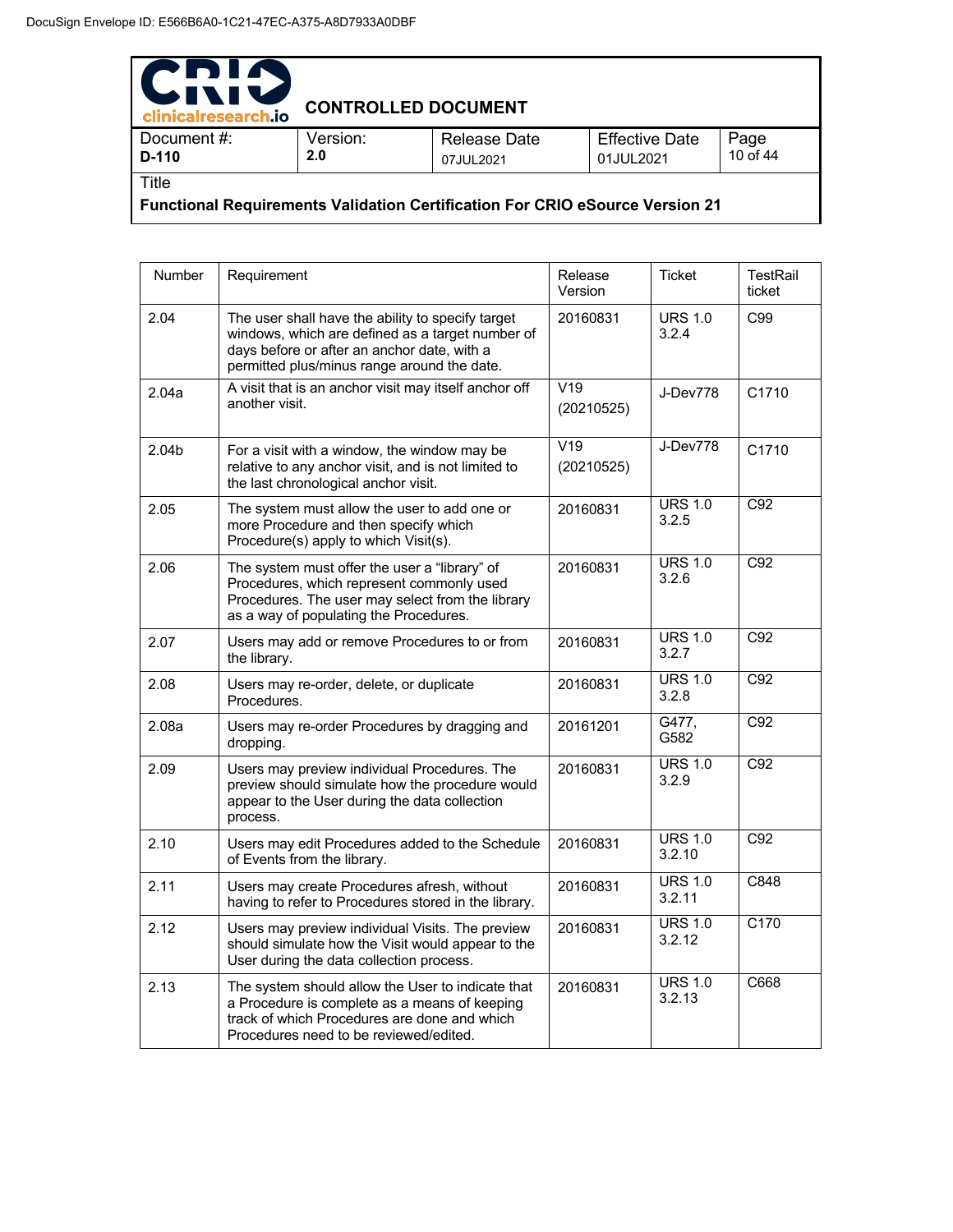| Number | Requirement | Release Version | Ticket | TestRail ticket |
|---|---|---|---|---|
| 2.04 | The user shall have the ability to specify target windows, which are defined as a target number of days before or after an anchor date, with a permitted plus/minus range around the date. | 20160831 | URS 1.0 3.2.4 | C99 |
| 2.04a | A visit that is an anchor visit may itself anchor off another visit. | V19 (20210525) | J-Dev778 | C1710 |
| 2.04b | For a visit with a window, the window may be relative to any anchor visit, and is not limited to the last chronological anchor visit. | V19 (20210525) | J-Dev778 | C1710 |
| 2.05 | The system must allow the user to add one or more Procedure and then specify which Procedure(s) apply to which Visit(s). | 20160831 | URS 1.0 3.2.5 | C92 |
| 2.06 | The system must offer the user a "library" of Procedures, which represent commonly used Procedures. The user may select from the library as a way of populating the Procedures. | 20160831 | URS 1.0 3.2.6 | C92 |
| 2.07 | Users may add or remove Procedures to or from the library. | 20160831 | URS 1.0 3.2.7 | C92 |
| 2.08 | Users may re-order, delete, or duplicate Procedures. | 20160831 | URS 1.0 3.2.8 | C92 |
| 2.08a | Users may re-order Procedures by dragging and dropping. | 20161201 | G477, G582 | C92 |
| 2.09 | Users may preview individual Procedures. The preview should simulate how the procedure would appear to the User during the data collection process. | 20160831 | URS 1.0 3.2.9 | C92 |
| 2.10 | Users may edit Procedures added to the Schedule of Events from the library. | 20160831 | URS 1.0 3.2.10 | C92 |
| 2.11 | Users may create Procedures afresh, without having to refer to Procedures stored in the library. | 20160831 | URS 1.0 3.2.11 | C848 |
| 2.12 | Users may preview individual Visits. The preview should simulate how the Visit would appear to the User during the data collection process. | 20160831 | URS 1.0 3.2.12 | C170 |
| 2.13 | The system should allow the User to indicate that a Procedure is complete as a means of keeping track of which Procedures are done and which Procedures need to be reviewed/edited. | 20160831 | URS 1.0 3.2.13 | C668 |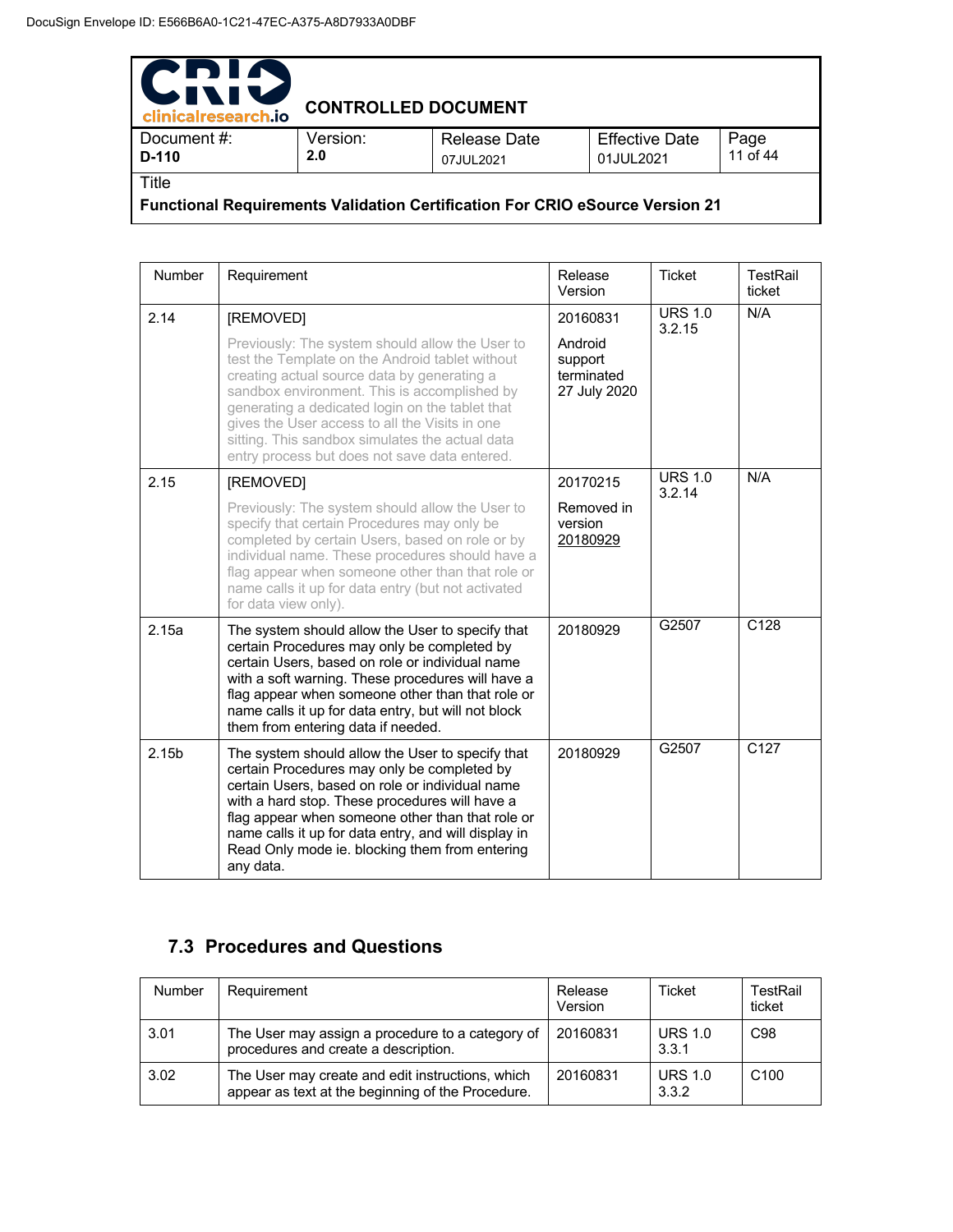| Number | Requirement | Release Version | Ticket | TestRail ticket |
|---|---|---|---|---|
| 2.14 | [REMOVED] Previously: The system should allow the User to test the Template on the Android tablet without creating actual source data by generating a sandbox environment. This is accomplished by generating a dedicated login on the tablet that gives the User access to all the Visits in one sitting. This sandbox simulates the actual data entry process but does not save data entered. | 20160831 Android support terminated 27 July 2020 | URS 1.0 3.2.15 | N/A |
| 2.15 | [REMOVED] Previously: The system should allow the User to specify that certain Procedures may only be completed by certain Users, based on role or by individual name. These procedures should have a flag appear when someone other than that role or name calls it up for data entry (but not activated for data view only). | 20170215 Removed in version 20180929 | URS 1.0 3.2.14 | N/A |
| 2.15a | The system should allow the User to specify that certain Procedures may only be completed by certain Users, based on role or individual name with a soft warning. These procedures will have a flag appear when someone other than that role or name calls it up for data entry, but will not block them from entering data if needed. | 20180929 | G2507 | C128 |
| 2.15b | The system should allow the User to specify that certain Procedures may only be completed by certain Users, based on role or individual name with a hard stop. These procedures will have a flag appear when someone other than that role or name calls it up for data entry, and will display in Read Only mode ie. blocking them from entering any data. | 20180929 | G2507 | C127 |

## 7.3 Procedures and Questions

| Number | Requirement | Release Version | Ticket | TestRail ticket |
|---|---|---|---|---|
| 3.01 | The User may assign a procedure to a category of procedures and create a description. | 20160831 | URS 1.0 3.3.1 | C98 |
| 3.02 | The User may create and edit instructions, which appear as text at the beginning of the Procedure. | 20160831 | URS 1.0 3.3.2 | C100 |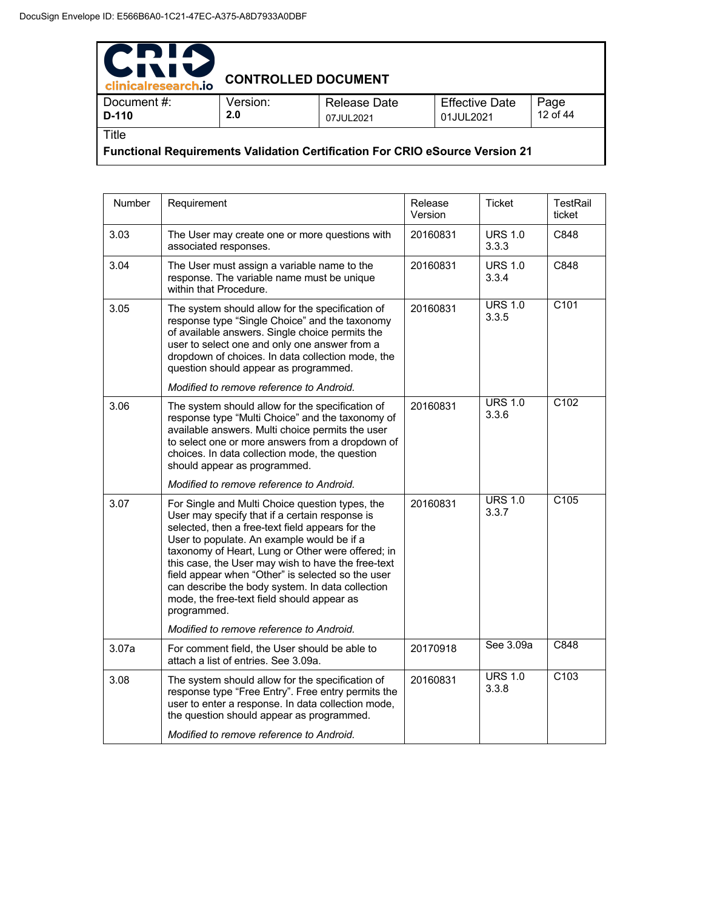| Number | Requirement | Release Version | Ticket | TestRail ticket |
|---|---|---|---|---|
| 3.03 | The User may create one or more questions with associated responses. | 20160831 | URS 1.0 3.3.3 | C848 |
| 3.04 | The User must assign a variable name to the response. The variable name must be unique within that Procedure. | 20160831 | URS 1.0 3.3.4 | C848 |
| 3.05 | The system should allow for the specification of response type "Single Choice" and the taxonomy of available answers. Single choice permits the user to select one and only one answer from a dropdown of choices. In data collection mode, the question should appear as programmed.<br><br>*Modified to remove reference to Android.* | 20160831 | URS 1.0 3.3.5 | C101 |
| 3.06 | The system should allow for the specification of response type "Multi Choice" and the taxonomy of available answers. Multi choice permits the user to select one or more answers from a dropdown of choices. In data collection mode, the question should appear as programmed.<br><br>*Modified to remove reference to Android.* | 20160831 | URS 1.0 3.3.6 | C102 |
| 3.07 | For Single and Multi Choice question types, the User may specify that if a certain response is selected, then a free-text field appears for the User to populate. An example would be if a taxonomy of Heart, Lung or Other were offered; in this case, the User may wish to have the free-text field appear when "Other" is selected so the user can describe the body system. In data collection mode, the free-text field should appear as programmed.<br><br>*Modified to remove reference to Android.* | 20160831 | URS 1.0 3.3.7 | C105 |
| 3.07a | For comment field, the User should be able to attach a list of entries. See 3.09a. | 20170918 | See 3.09a | C848 |
| 3.08 | The system should allow for the specification of response type "Free Entry". Free entry permits the user to enter a response. In data collection mode, the question should appear as programmed.<br><br>*Modified to remove reference to Android.* | 20160831 | URS 1.0 3.3.8 | C103 |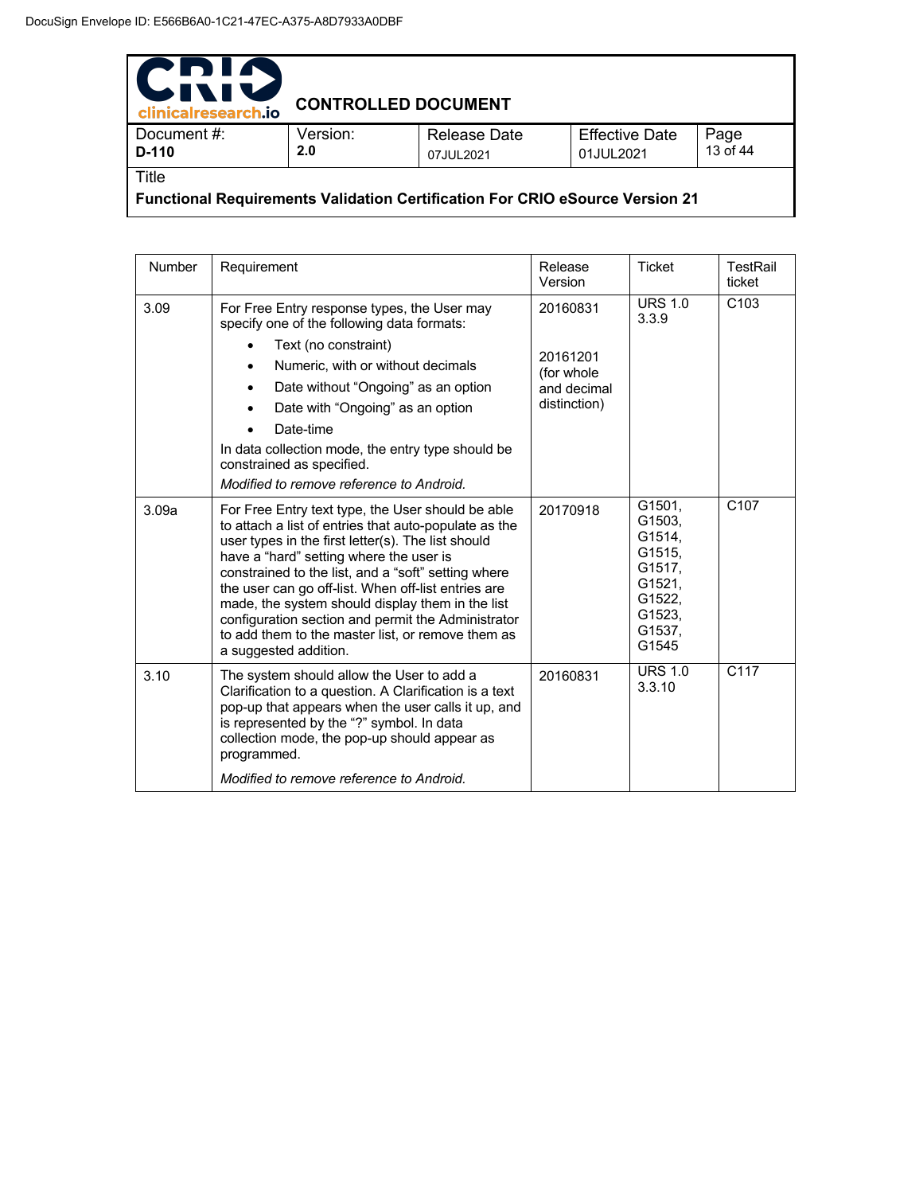| Number | Requirement | Release Version | Ticket | TestRail ticket |
|---|---|---|---|---|
| 3.09 | For Free Entry response types, the User may specify one of the following data formats:<br>• Text (no constraint)<br>• Numeric, with or without decimals<br>• Date without "Ongoing" as an option<br>• Date with "Ongoing" as an option<br>• Date-time<br>In data collection mode, the entry type should be constrained as specified.<br>*Modified to remove reference to Android.* | 20160831<br><br>20161201 (for whole and decimal distinction) | URS 1.0 3.3.9 | C103 |
| 3.09a | For Free Entry text type, the User should be able to attach a list of entries that auto-populate as the user types in the first letter(s). The list should have a "hard" setting where the user is constrained to the list, and a "soft" setting where the user can go off-list. When off-list entries are made, the system should display them in the list configuration section and permit the Administrator to add them to the master list, or remove them as a suggested addition. | 20170918 | G1501, G1503, G1514, G1515, G1517, G1521, G1522, G1523, G1537, G1545 | C107 |
| 3.10 | The system should allow the User to add a Clarification to a question. A Clarification is a text pop-up that appears when the user calls it up, and is represented by the "?" symbol. In data collection mode, the pop-up should appear as programmed.<br>*Modified to remove reference to Android.* | 20160831 | URS 1.0 3.3.10 | C117 |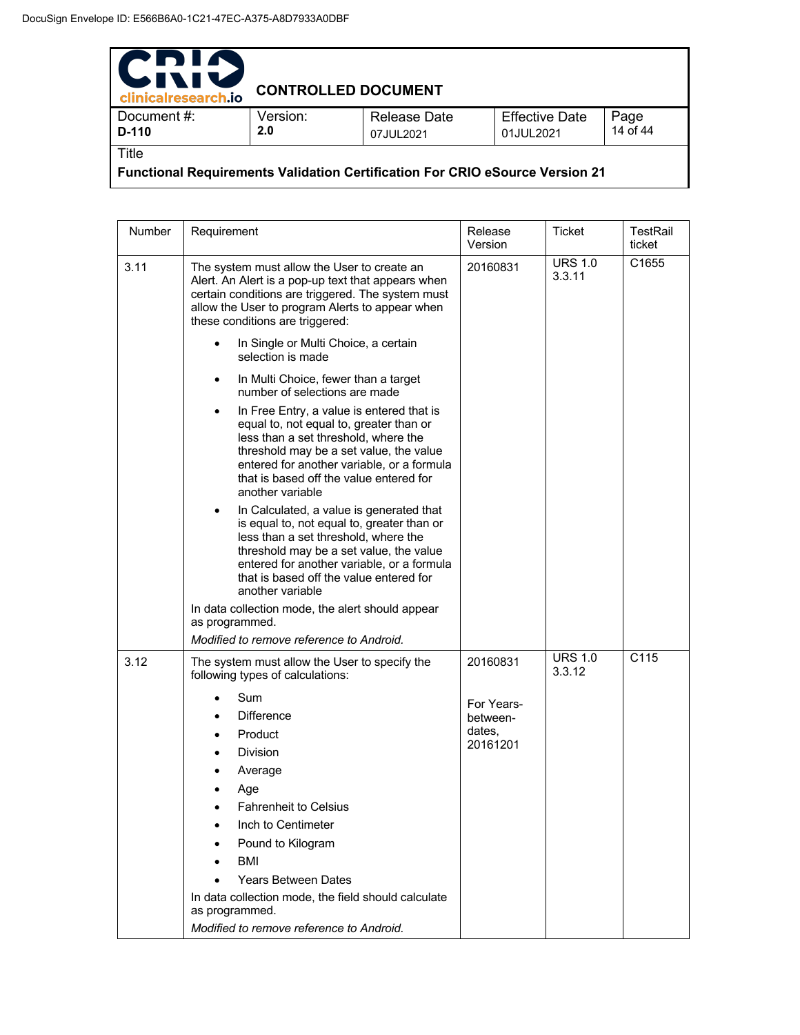| Number | Requirement | Release Version | Ticket | TestRail ticket |
|---|---|---|---|---|
| 3.11 | The system must allow the User to create an Alert. An Alert is a pop-up text that appears when certain conditions are triggered. The system must allow the User to program Alerts to appear when these conditions are triggered:<br>• In Single or Multi Choice, a certain selection is made<br>• In Multi Choice, fewer than a target number of selections are made<br>• In Free Entry, a value is entered that is equal to, not equal to, greater than or less than a set threshold, where the threshold may be a set value, the value entered for another variable, or a formula that is based off the value entered for another variable<br>• In Calculated, a value is generated that is equal to, not equal to, greater than or less than a set threshold, where the threshold may be a set value, the value entered for another variable, or a formula that is based off the value entered for another variable<br>In data collection mode, the alert should appear as programmed.<br>*Modified to remove reference to Android.* | 20160831 | URS 1.0 3.3.11 | C1655 |
| 3.12 | The system must allow the User to specify the following types of calculations:<br>• Sum<br>• Difference<br>• Product<br>• Division<br>• Average<br>• Age<br>• Fahrenheit to Celsius<br>• Inch to Centimeter<br>• Pound to Kilogram<br>• BMI<br>• Years Between Dates<br>In data collection mode, the field should calculate as programmed.<br>*Modified to remove reference to Android.* | 20160831<br><br>For Years-between-dates, 20161201 | URS 1.0 3.3.12 | C115 |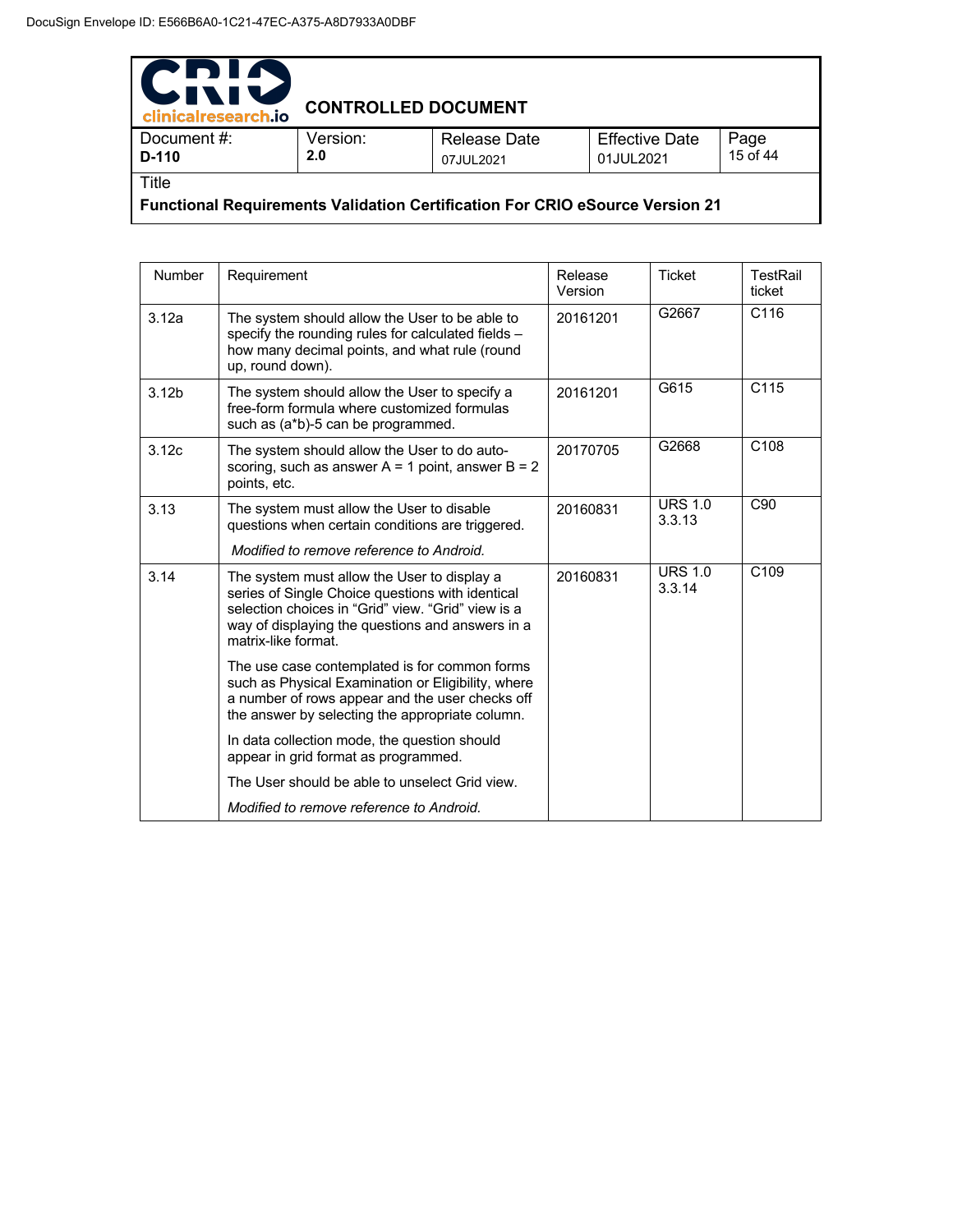| Number | Requirement | Release Version | Ticket | TestRail ticket |
|---|---|---|---|---|
| 3.12a | The system should allow the User to be able to specify the rounding rules for calculated fields – how many decimal points, and what rule (round up, round down). | 20161201 | G2667 | C116 |
| 3.12b | The system should allow the User to specify a free-form formula where customized formulas such as (a*b)-5 can be programmed. | 20161201 | G615 | C115 |
| 3.12c | The system should allow the User to do auto-scoring, such as answer A = 1 point, answer B = 2 points, etc. | 20170705 | G2668 | C108 |
| 3.13 | The system must allow the User to disable questions when certain conditions are triggered.<br><br>*Modified to remove reference to Android.* | 20160831 | URS 1.0 3.3.13 | C90 |
| 3.14 | The system must allow the User to display a series of Single Choice questions with identical selection choices in "Grid" view. "Grid" view is a way of displaying the questions and answers in a matrix-like format.<br><br>The use case contemplated is for common forms such as Physical Examination or Eligibility, where a number of rows appear and the user checks off the answer by selecting the appropriate column.<br><br>In data collection mode, the question should appear in grid format as programmed.<br><br>The User should be able to unselect Grid view.<br><br>*Modified to remove reference to Android.* | 20160831 | URS 1.0 3.3.14 | C109 |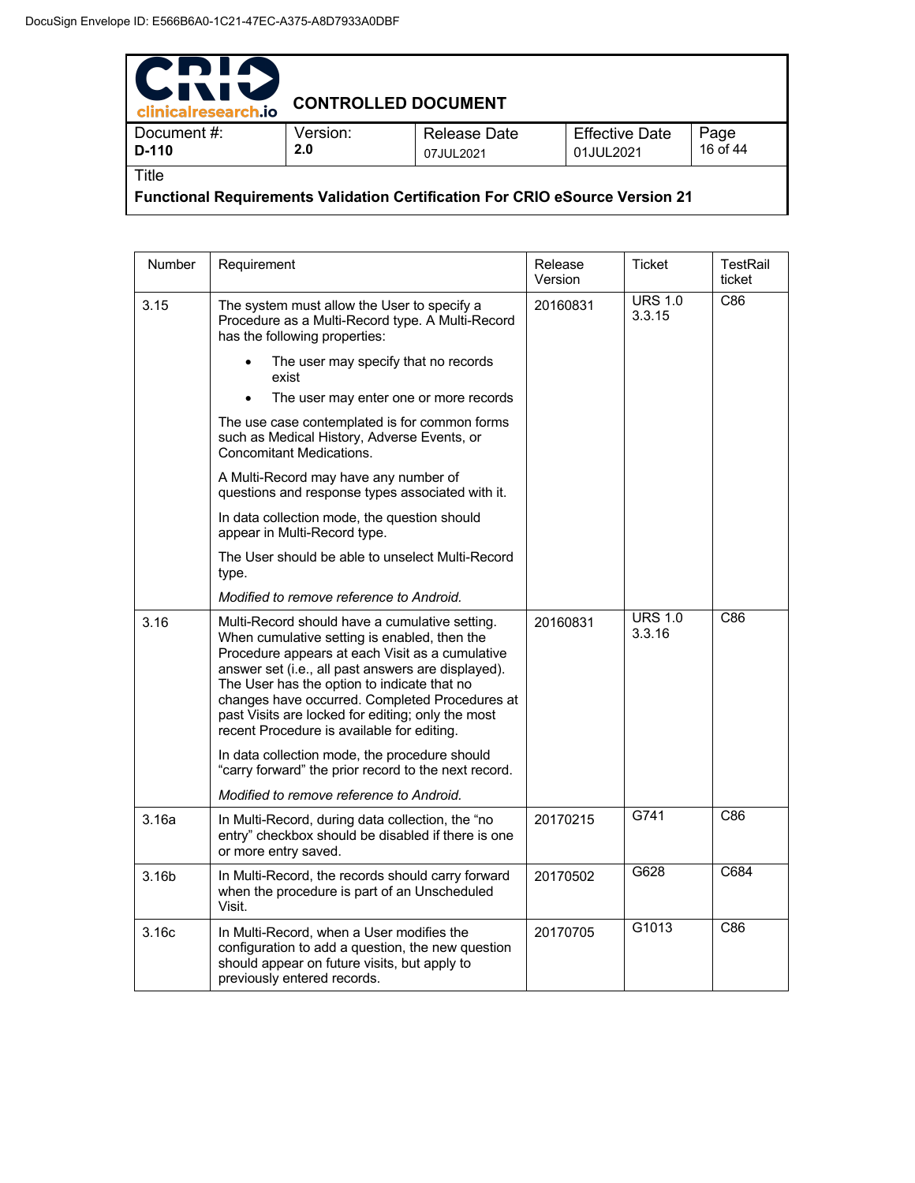| Number | Requirement | Release Version | Ticket | TestRail ticket |
|---|---|---|---|---|
| 3.15 | The system must allow the User to specify a Procedure as a Multi-Record type. A Multi-Record has the following properties:<br>• The user may specify that no records exist<br>• The user may enter one or more records<br>The use case contemplated is for common forms such as Medical History, Adverse Events, or Concomitant Medications.<br>A Multi-Record may have any number of questions and response types associated with it.<br>In data collection mode, the question should appear in Multi-Record type.<br>The User should be able to unselect Multi-Record type.<br>*Modified to remove reference to Android.* | 20160831 | URS 1.0 3.3.15 | C86 |
| 3.16 | Multi-Record should have a cumulative setting. When cumulative setting is enabled, then the Procedure appears at each Visit as a cumulative answer set (i.e., all past answers are displayed). The User has the option to indicate that no changes have occurred. Completed Procedures at past Visits are locked for editing; only the most recent Procedure is available for editing.<br>In data collection mode, the procedure should “carry forward” the prior record to the next record.<br>*Modified to remove reference to Android.* | 20160831 | URS 1.0 3.3.16 | C86 |
| 3.16a | In Multi-Record, during data collection, the “no entry” checkbox should be disabled if there is one or more entry saved. | 20170215 | G741 | C86 |
| 3.16b | In Multi-Record, the records should carry forward when the procedure is part of an Unscheduled Visit. | 20170502 | G628 | C684 |
| 3.16c | In Multi-Record, when a User modifies the configuration to add a question, the new question should appear on future visits, but apply to previously entered records. | 20170705 | G1013 | C86 |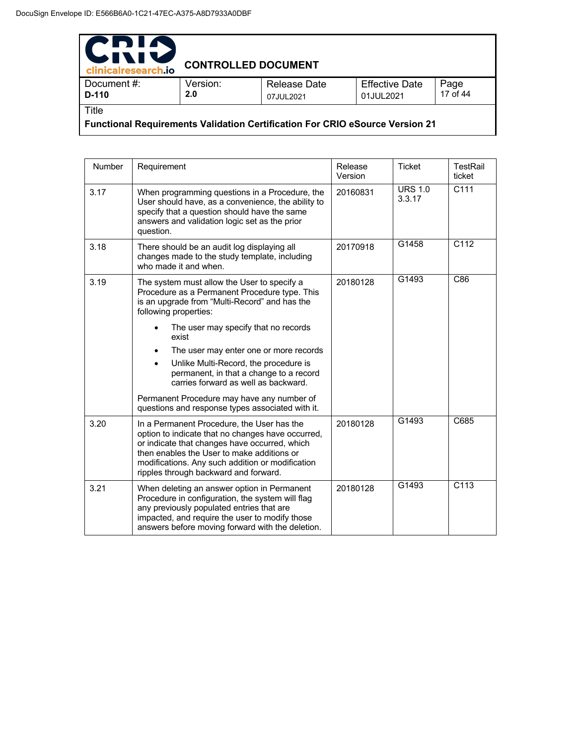| Number | Requirement | Release Version | Ticket | TestRail ticket |
|---|---|---|---|---|
| 3.17 | When programming questions in a Procedure, the User should have, as a convenience, the ability to specify that a question should have the same answers and validation logic set as the prior question. | 20160831 | URS 1.0 3.3.17 | C111 |
| 3.18 | There should be an audit log displaying all changes made to the study template, including who made it and when. | 20170918 | G1458 | C112 |
| 3.19 | The system must allow the User to specify a Procedure as a Permanent Procedure type. This is an upgrade from "Multi-Record" and has the following properties:<br>• The user may specify that no records exist<br>• The user may enter one or more records<br>• Unlike Multi-Record, the procedure is permanent, in that a change to a record carries forward as well as backward.<br><br>Permanent Procedure may have any number of questions and response types associated with it. | 20180128 | G1493 | C86 |
| 3.20 | In a Permanent Procedure, the User has the option to indicate that no changes have occurred, or indicate that changes have occurred, which then enables the User to make additions or modifications. Any such addition or modification ripples through backward and forward. | 20180128 | G1493 | C685 |
| 3.21 | When deleting an answer option in Permanent Procedure in configuration, the system will flag any previously populated entries that are impacted, and require the user to modify those answers before moving forward with the deletion. | 20180128 | G1493 | C113 |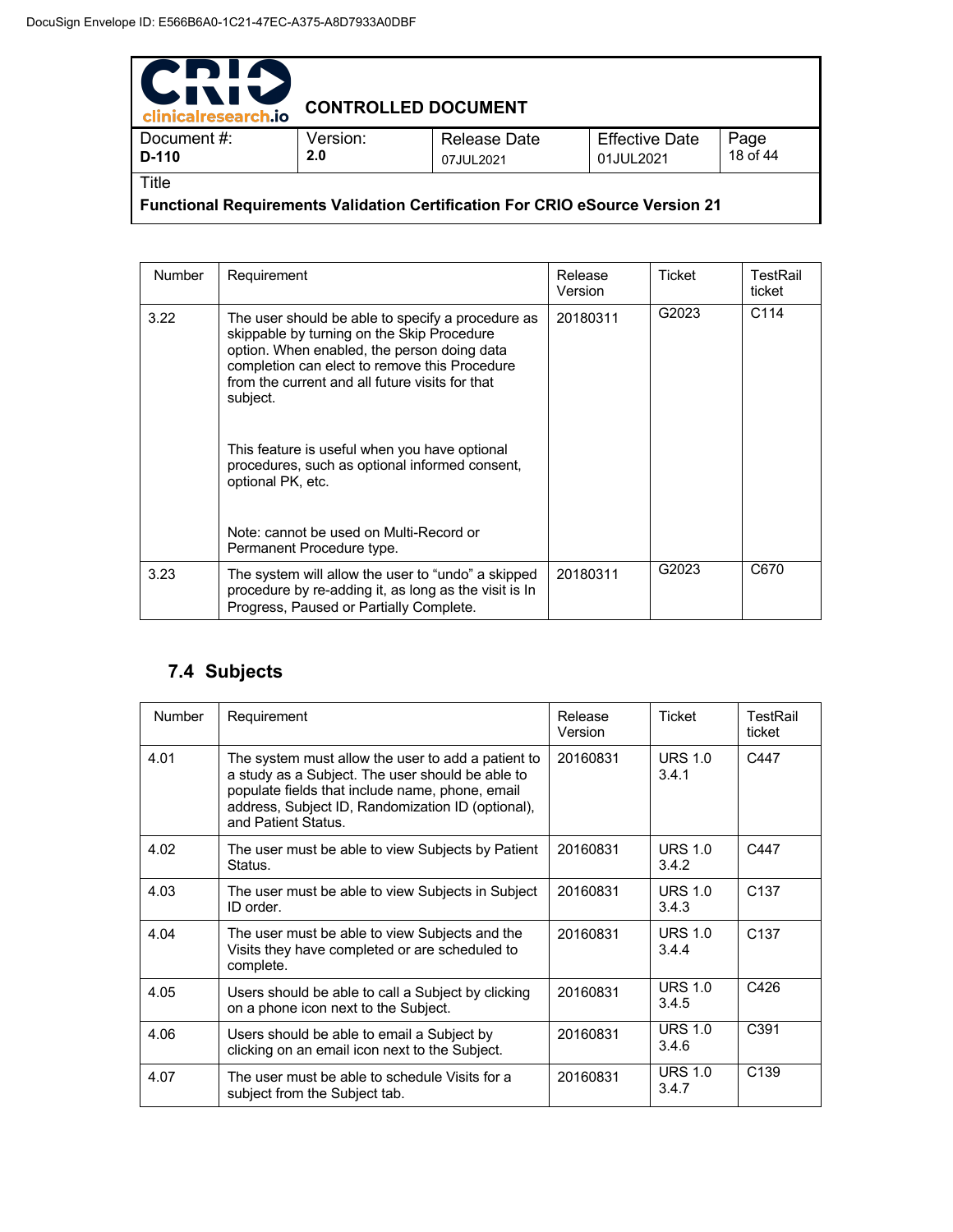| Number | Requirement | Release Version | Ticket | TestRail ticket |
| --- | --- | --- | --- | --- |
| 3.22 | The user should be able to specify a procedure as skippable by turning on the Skip Procedure option. When enabled, the person doing data completion can elect to remove this Procedure from the current and all future visits for that subject.<br><br>This feature is useful when you have optional procedures, such as optional informed consent, optional PK, etc.<br><br>Note: cannot be used on Multi-Record or Permanent Procedure type. | 20180311 | G2023 | C114 |
| 3.23 | The system will allow the user to "undo" a skipped procedure by re-adding it, as long as the visit is In Progress, Paused or Partially Complete. | 20180311 | G2023 | C670 |

## 7.4 Subjects

| Number | Requirement | Release Version | Ticket | TestRail ticket |
| --- | --- | --- | --- | --- |
| 4.01 | The system must allow the user to add a patient to a study as a Subject. The user should be able to populate fields that include name, phone, email address, Subject ID, Randomization ID (optional), and Patient Status. | 20160831 | URS 1.0 3.4.1 | C447 |
| 4.02 | The user must be able to view Subjects by Patient Status. | 20160831 | URS 1.0 3.4.2 | C447 |
| 4.03 | The user must be able to view Subjects in Subject ID order. | 20160831 | URS 1.0 3.4.3 | C137 |
| 4.04 | The user must be able to view Subjects and the Visits they have completed or are scheduled to complete. | 20160831 | URS 1.0 3.4.4 | C137 |
| 4.05 | Users should be able to call a Subject by clicking on a phone icon next to the Subject. | 20160831 | URS 1.0 3.4.5 | C426 |
| 4.06 | Users should be able to email a Subject by clicking on an email icon next to the Subject. | 20160831 | URS 1.0 3.4.6 | C391 |
| 4.07 | The user must be able to schedule Visits for a subject from the Subject tab. | 20160831 | URS 1.0 3.4.7 | C139 |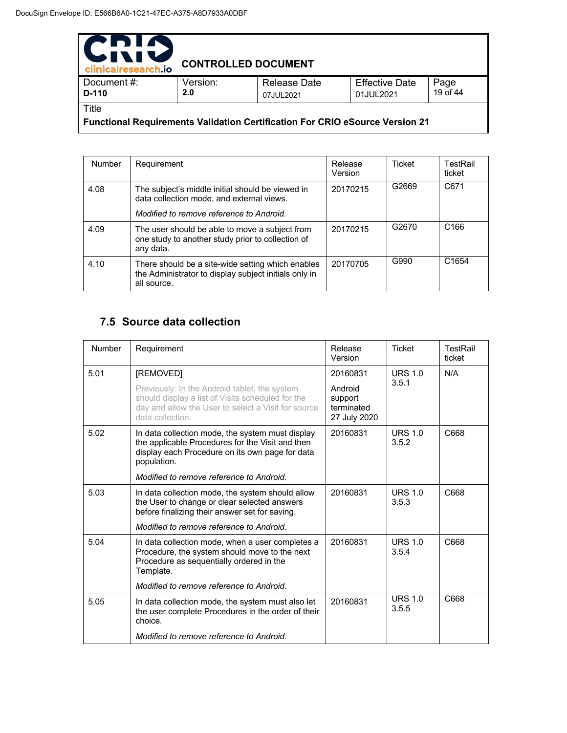| Number | Requirement | Release Version | Ticket | TestRail ticket |
|---|---|---|---|---|
| 4.08 | The subject's middle initial should be viewed in data collection mode, and external views. *Modified to remove reference to Android.* | 20170215 | G2669 | C671 |
| 4.09 | The user should be able to move a subject from one study to another study prior to collection of any data. | 20170215 | G2670 | C166 |
| 4.10 | There should be a site-wide setting which enables the Administrator to display subject initials only in all source. | 20170705 | G990 | C1654 |

## 7.5 Source data collection

| Number | Requirement | Release Version | Ticket | TestRail ticket |
|---|---|---|---|---|
| 5.01 | [REMOVED] Previously: In the Android tablet, the system should display a list of Visits scheduled for the day and allow the User to select a Visit for source data collection. | 20160831 Android support terminated 27 July 2020 | URS 1.0 3.5.1 | N/A |
| 5.02 | In data collection mode, the system must display the applicable Procedures for the Visit and then display each Procedure on its own page for data population. *Modified to remove reference to Android.* | 20160831 | URS 1.0 3.5.2 | C668 |
| 5.03 | In data collection mode, the system should allow the User to change or clear selected answers before finalizing their answer set for saving. *Modified to remove reference to Android.* | 20160831 | URS 1.0 3.5.3 | C668 |
| 5.04 | In data collection mode, when a user completes a Procedure, the system should move to the next Procedure as sequentially ordered in the Template. *Modified to remove reference to Android.* | 20160831 | URS 1.0 3.5.4 | C668 |
| 5.05 | In data collection mode, the system must also let the user complete Procedures in the order of their choice. *Modified to remove reference to Android.* | 20160831 | URS 1.0 3.5.5 | C668 |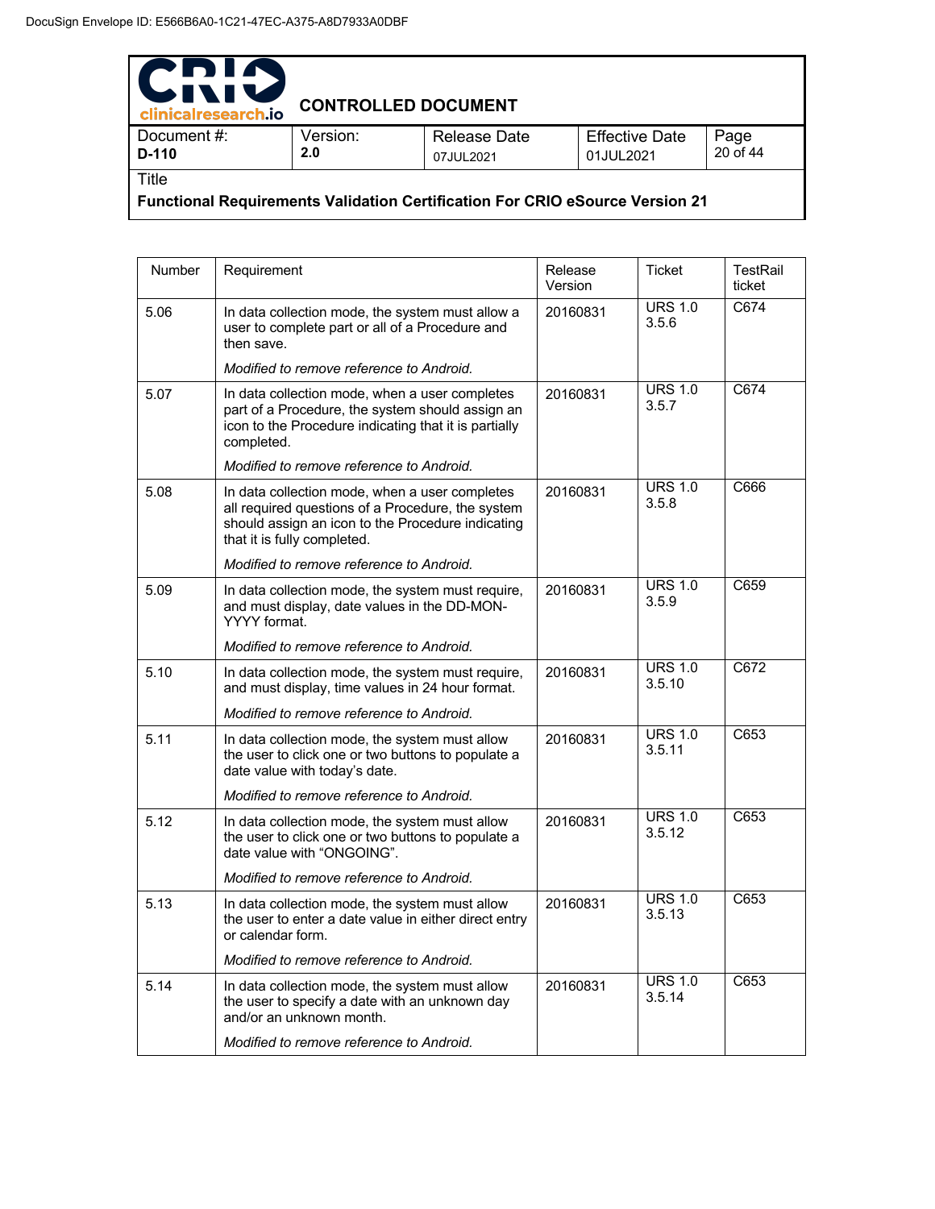| Number | Requirement | Release Version | Ticket | TestRail ticket |
|---|---|---|---|---|
| 5.06 | In data collection mode, the system must allow a user to complete part or all of a Procedure and then save.<br><br>*Modified to remove reference to Android.* | 20160831 | URS 1.0 3.5.6 | C674 |
| 5.07 | In data collection mode, when a user completes part of a Procedure, the system should assign an icon to the Procedure indicating that it is partially completed.<br><br>*Modified to remove reference to Android.* | 20160831 | URS 1.0 3.5.7 | C674 |
| 5.08 | In data collection mode, when a user completes all required questions of a Procedure, the system should assign an icon to the Procedure indicating that it is fully completed.<br><br>*Modified to remove reference to Android.* | 20160831 | URS 1.0 3.5.8 | C666 |
| 5.09 | In data collection mode, the system must require, and must display, date values in the DD-MON-YYYY format.<br><br>*Modified to remove reference to Android.* | 20160831 | URS 1.0 3.5.9 | C659 |
| 5.10 | In data collection mode, the system must require, and must display, time values in 24 hour format.<br><br>*Modified to remove reference to Android.* | 20160831 | URS 1.0 3.5.10 | C672 |
| 5.11 | In data collection mode, the system must allow the user to click one or two buttons to populate a date value with today's date.<br><br>*Modified to remove reference to Android.* | 20160831 | URS 1.0 3.5.11 | C653 |
| 5.12 | In data collection mode, the system must allow the user to click one or two buttons to populate a date value with "ONGOING".<br><br>*Modified to remove reference to Android.* | 20160831 | URS 1.0 3.5.12 | C653 |
| 5.13 | In data collection mode, the system must allow the user to enter a date value in either direct entry or calendar form.<br><br>*Modified to remove reference to Android.* | 20160831 | URS 1.0 3.5.13 | C653 |
| 5.14 | In data collection mode, the system must allow the user to specify a date with an unknown day and/or an unknown month.<br><br>*Modified to remove reference to Android.* | 20160831 | URS 1.0 3.5.14 | C653 |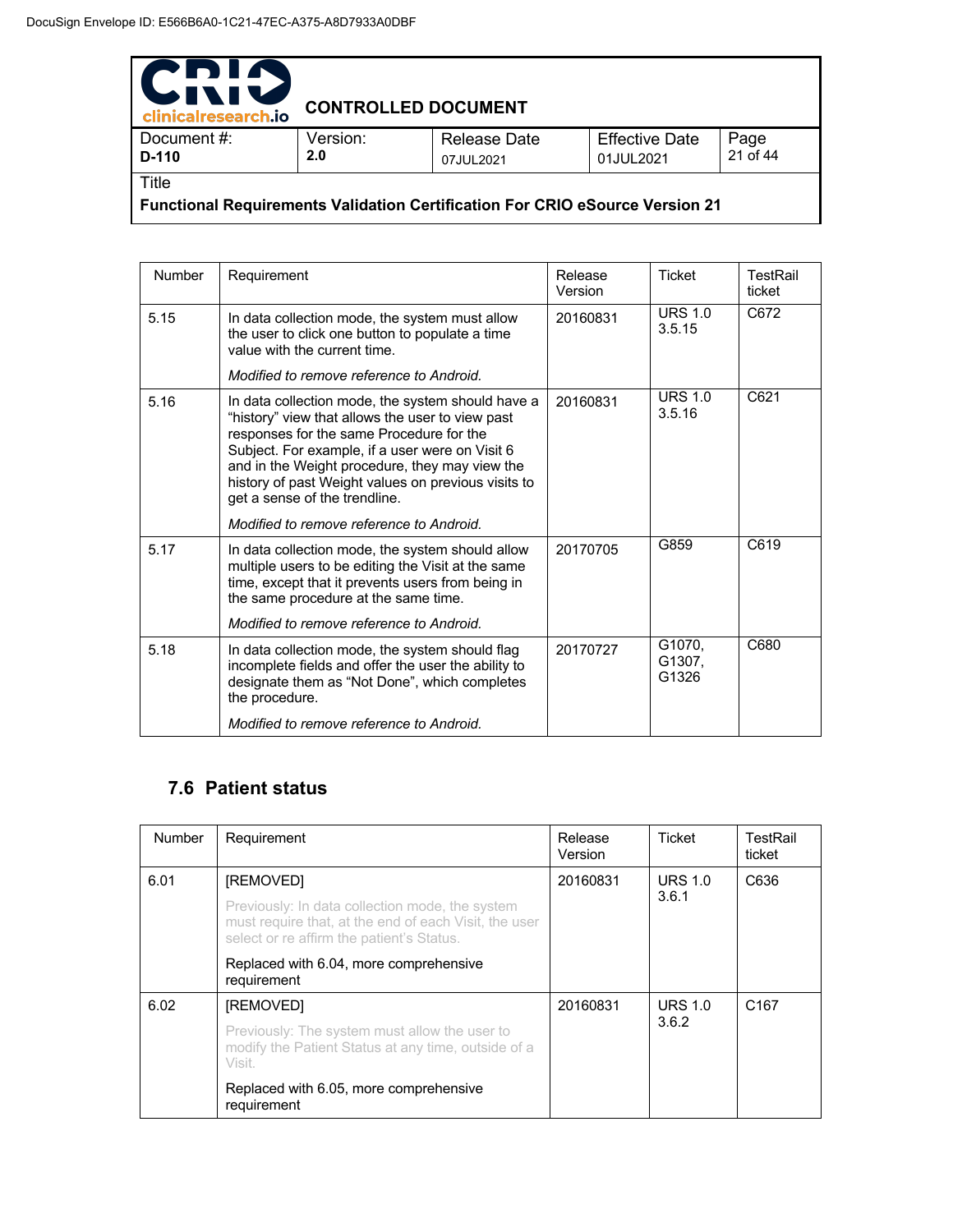| Number | Requirement | Release Version | Ticket | TestRail ticket |
|---|---|---|---|---|
| 5.15 | In data collection mode, the system must allow the user to click one button to populate a time value with the current time.<br><br>*Modified to remove reference to Android.* | 20160831 | URS 1.0 3.5.15 | C672 |
| 5.16 | In data collection mode, the system should have a "history" view that allows the user to view past responses for the same Procedure for the Subject. For example, if a user were on Visit 6 and in the Weight procedure, they may view the history of past Weight values on previous visits to get a sense of the trendline.<br><br>*Modified to remove reference to Android.* | 20160831 | URS 1.0 3.5.16 | C621 |
| 5.17 | In data collection mode, the system should allow multiple users to be editing the Visit at the same time, except that it prevents users from being in the same procedure at the same time.<br><br>*Modified to remove reference to Android.* | 20170705 | G859 | C619 |
| 5.18 | In data collection mode, the system should flag incomplete fields and offer the user the ability to designate them as "Not Done", which completes the procedure.<br><br>*Modified to remove reference to Android.* | 20170727 | G1070, G1307, G1326 | C680 |

## 7.6 Patient status

| Number | Requirement | Release Version | Ticket | TestRail ticket |
|---|---|---|---|---|
| 6.01 | [REMOVED]<br><br>Previously: In data collection mode, the system must require that, at the end of each Visit, the user select or re affirm the patient's Status.<br><br>Replaced with 6.04, more comprehensive requirement | 20160831 | URS 1.0 3.6.1 | C636 |
| 6.02 | [REMOVED]<br><br>Previously: The system must allow the user to modify the Patient Status at any time, outside of a Visit.<br><br>Replaced with 6.05, more comprehensive requirement | 20160831 | URS 1.0 3.6.2 | C167 |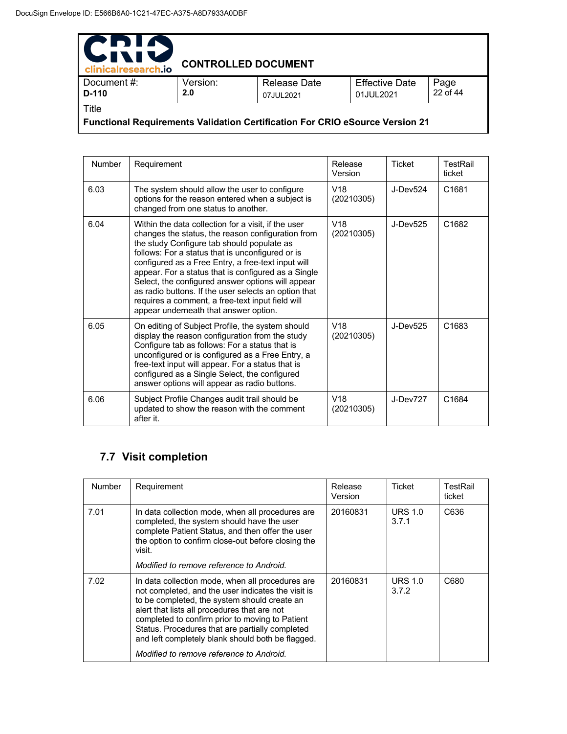| Number | Requirement | Release Version | Ticket | TestRail ticket |
|---|---|---|---|---|
| 6.03 | The system should allow the user to configure options for the reason entered when a subject is changed from one status to another. | V18 (20210305) | J-Dev524 | C1681 |
| 6.04 | Within the data collection for a visit, if the user changes the status, the reason configuration from the study Configure tab should populate as follows: For a status that is unconfigured or is configured as a Free Entry, a free-text input will appear. For a status that is configured as a Single Select, the configured answer options will appear as radio buttons. If the user selects an option that requires a comment, a free-text input field will appear underneath that answer option. | V18 (20210305) | J-Dev525 | C1682 |
| 6.05 | On editing of Subject Profile, the system should display the reason configuration from the study Configure tab as follows: For a status that is unconfigured or is configured as a Free Entry, a free-text input will appear. For a status that is configured as a Single Select, the configured answer options will appear as radio buttons. | V18 (20210305) | J-Dev525 | C1683 |
| 6.06 | Subject Profile Changes audit trail should be updated to show the reason with the comment after it. | V18 (20210305) | J-Dev727 | C1684 |

## 7.7 Visit completion

| Number | Requirement | Release Version | Ticket | TestRail ticket |
|---|---|---|---|---|
| 7.01 | In data collection mode, when all procedures are completed, the system should have the user complete Patient Status, and then offer the user the option to confirm close-out before closing the visit.<br><br>*Modified to remove reference to Android.* | 20160831 | URS 1.0 3.7.1 | C636 |
| 7.02 | In data collection mode, when all procedures are not completed, and the user indicates the visit is to be completed, the system should create an alert that lists all procedures that are not completed to confirm prior to moving to Patient Status. Procedures that are partially completed and left completely blank should both be flagged.<br><br>*Modified to remove reference to Android.* | 20160831 | URS 1.0 3.7.2 | C680 |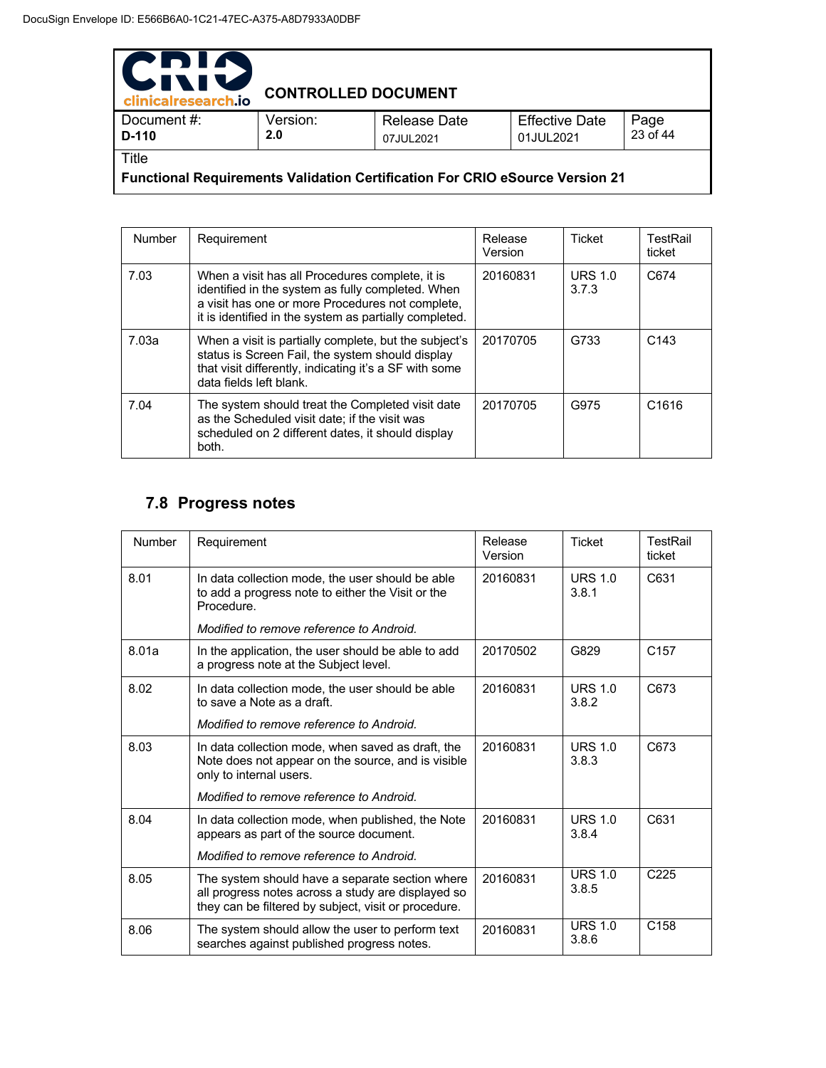| Number | Requirement | Release Version | Ticket | TestRail ticket |
| --- | --- | --- | --- | --- |
| 7.03 | When a visit has all Procedures complete, it is identified in the system as fully completed. When a visit has one or more Procedures not complete, it is identified in the system as partially completed. | 20160831 | URS 1.0 3.7.3 | C674 |
| 7.03a | When a visit is partially complete, but the subject's status is Screen Fail, the system should display that visit differently, indicating it's a SF with some data fields left blank. | 20170705 | G733 | C143 |
| 7.04 | The system should treat the Completed visit date as the Scheduled visit date; if the visit was scheduled on 2 different dates, it should display both. | 20170705 | G975 | C1616 |

## 7.8 Progress notes

| Number | Requirement | Release Version | Ticket | TestRail ticket |
| --- | --- | --- | --- | --- |
| 8.01 | In data collection mode, the user should be able to add a progress note to either the Visit or the Procedure.<br><br>*Modified to remove reference to Android.* | 20160831 | URS 1.0 3.8.1 | C631 |
| 8.01a | In the application, the user should be able to add a progress note at the Subject level. | 20170502 | G829 | C157 |
| 8.02 | In data collection mode, the user should be able to save a Note as a draft.<br><br>*Modified to remove reference to Android.* | 20160831 | URS 1.0 3.8.2 | C673 |
| 8.03 | In data collection mode, when saved as draft, the Note does not appear on the source, and is visible only to internal users.<br><br>*Modified to remove reference to Android.* | 20160831 | URS 1.0 3.8.3 | C673 |
| 8.04 | In data collection mode, when published, the Note appears as part of the source document.<br><br>*Modified to remove reference to Android.* | 20160831 | URS 1.0 3.8.4 | C631 |
| 8.05 | The system should have a separate section where all progress notes across a study are displayed so they can be filtered by subject, visit or procedure. | 20160831 | URS 1.0 3.8.5 | C225 |
| 8.06 | The system should allow the user to perform text searches against published progress notes. | 20160831 | URS 1.0 3.8.6 | C158 |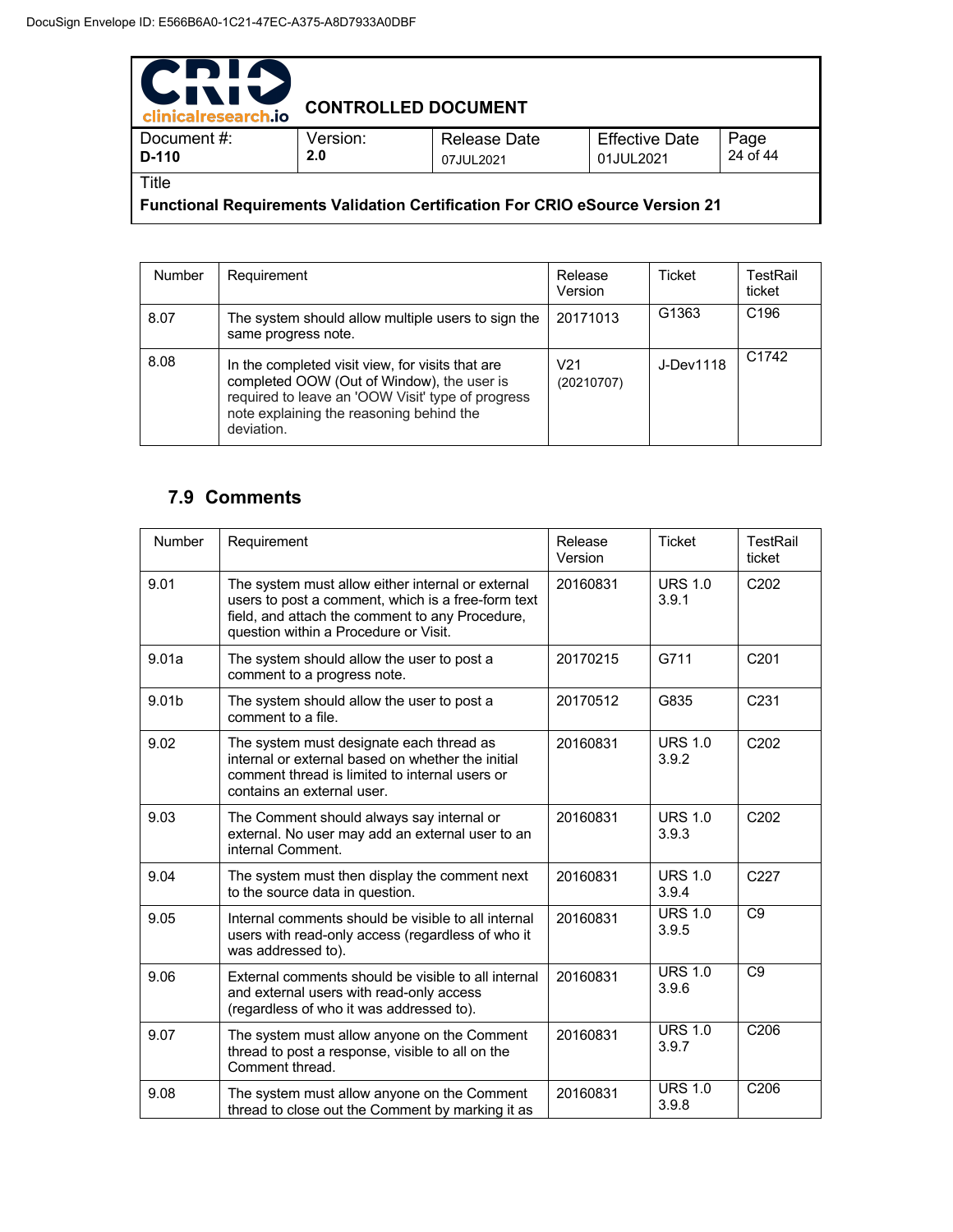| Number | Requirement | Release Version | Ticket | TestRail ticket |
| --- | --- | --- | --- | --- |
| 8.07 | The system should allow multiple users to sign the same progress note. | 20171013 | G1363 | C196 |
| 8.08 | In the completed visit view, for visits that are completed OOW (Out of Window), the user is required to leave an 'OOW Visit' type of progress note explaining the reasoning behind the deviation. | V21 (20210707) | J-Dev1118 | C1742 |

## 7.9 Comments

| Number | Requirement | Release Version | Ticket | TestRail ticket |
| --- | --- | --- | --- | --- |
| 9.01 | The system must allow either internal or external users to post a comment, which is a free-form text field, and attach the comment to any Procedure, question within a Procedure or Visit. | 20160831 | URS 1.0 3.9.1 | C202 |
| 9.01a | The system should allow the user to post a comment to a progress note. | 20170215 | G711 | C201 |
| 9.01b | The system should allow the user to post a comment to a file. | 20170512 | G835 | C231 |
| 9.02 | The system must designate each thread as internal or external based on whether the initial comment thread is limited to internal users or contains an external user. | 20160831 | URS 1.0 3.9.2 | C202 |
| 9.03 | The Comment should always say internal or external. No user may add an external user to an internal Comment. | 20160831 | URS 1.0 3.9.3 | C202 |
| 9.04 | The system must then display the comment next to the source data in question. | 20160831 | URS 1.0 3.9.4 | C227 |
| 9.05 | Internal comments should be visible to all internal users with read-only access (regardless of who it was addressed to). | 20160831 | URS 1.0 3.9.5 | C9 |
| 9.06 | External comments should be visible to all internal and external users with read-only access (regardless of who it was addressed to). | 20160831 | URS 1.0 3.9.6 | C9 |
| 9.07 | The system must allow anyone on the Comment thread to post a response, visible to all on the Comment thread. | 20160831 | URS 1.0 3.9.7 | C206 |
| 9.08 | The system must allow anyone on the Comment thread to close out the Comment by marking it as | 20160831 | URS 1.0 3.9.8 | C206 |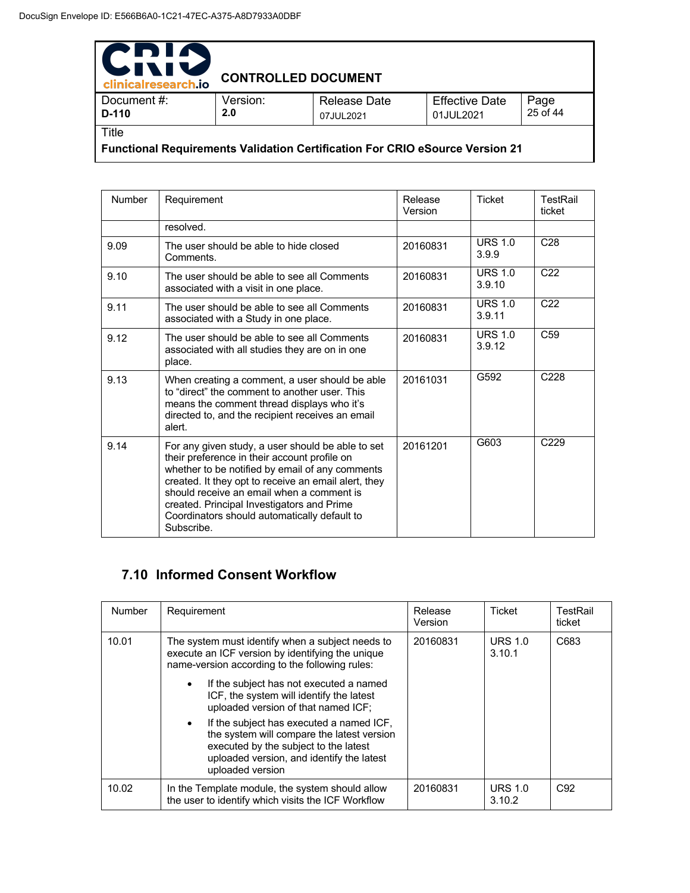| Number | Requirement | Release Version | Ticket | TestRail ticket |
|---|---|---|---|---|
| | resolved. | | | |
| 9.09 | The user should be able to hide closed Comments. | 20160831 | URS 1.0 3.9.9 | C28 |
| 9.10 | The user should be able to see all Comments associated with a visit in one place. | 20160831 | URS 1.0 3.9.10 | C22 |
| 9.11 | The user should be able to see all Comments associated with a Study in one place. | 20160831 | URS 1.0 3.9.11 | C22 |
| 9.12 | The user should be able to see all Comments associated with all studies they are on in one place. | 20160831 | URS 1.0 3.9.12 | C59 |
| 9.13 | When creating a comment, a user should be able to "direct" the comment to another user. This means the comment thread displays who it's directed to, and the recipient receives an email alert. | 20161031 | G592 | C228 |
| 9.14 | For any given study, a user should be able to set their preference in their account profile on whether to be notified by email of any comments created. It they opt to receive an email alert, they should receive an email when a comment is created. Principal Investigators and Prime Coordinators should automatically default to Subscribe. | 20161201 | G603 | C229 |

## 7.10 Informed Consent Workflow

| Number | Requirement | Release Version | Ticket | TestRail ticket |
|---|---|---|---|---|
| 10.01 | The system must identify when a subject needs to execute an ICF version by identifying the unique name-version according to the following rules:<br>• If the subject has not executed a named ICF, the system will identify the latest uploaded version of that named ICF;<br>• If the subject has executed a named ICF, the system will compare the latest version executed by the subject to the latest uploaded version, and identify the latest uploaded version | 20160831 | URS 1.0 3.10.1 | C683 |
| 10.02 | In the Template module, the system should allow the user to identify which visits the ICF Workflow | 20160831 | URS 1.0 3.10.2 | C92 |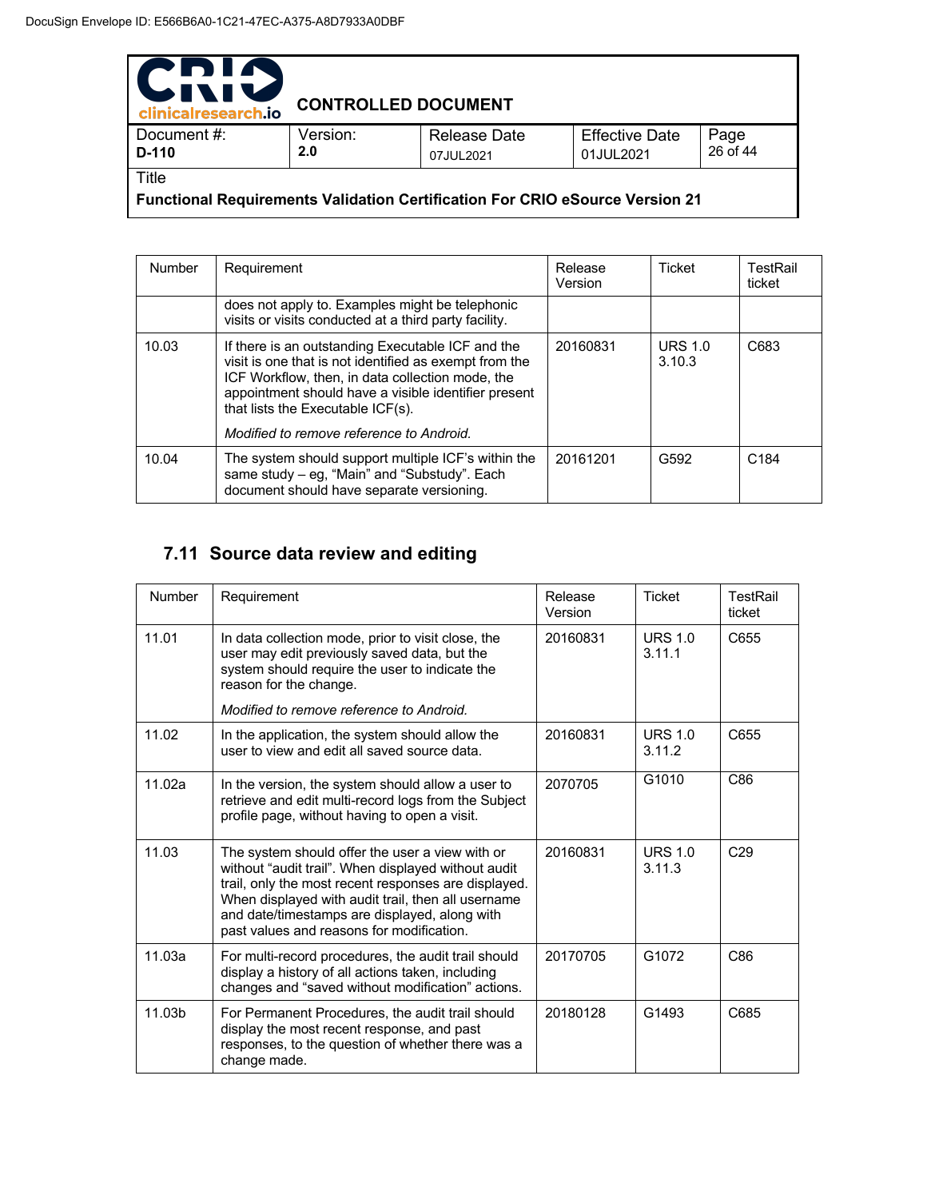| Number | Requirement | Release Version | Ticket | TestRail ticket |
|---|---|---|---|---|
| | does not apply to. Examples might be telephonic visits or visits conducted at a third party facility. | | | |
| 10.03 | If there is an outstanding Executable ICF and the visit is one that is not identified as exempt from the ICF Workflow, then, in data collection mode, the appointment should have a visible identifier present that lists the Executable ICF(s).<br><br>*Modified to remove reference to Android.* | 20160831 | URS 1.0 3.10.3 | C683 |
| 10.04 | The system should support multiple ICF's within the same study – eg, "Main" and "Substudy". Each document should have separate versioning. | 20161201 | G592 | C184 |

## 7.11 Source data review and editing

| Number | Requirement | Release Version | Ticket | TestRail ticket |
|---|---|---|---|---|
| 11.01 | In data collection mode, prior to visit close, the user may edit previously saved data, but the system should require the user to indicate the reason for the change.<br><br>*Modified to remove reference to Android.* | 20160831 | URS 1.0 3.11.1 | C655 |
| 11.02 | In the application, the system should allow the user to view and edit all saved source data. | 20160831 | URS 1.0 3.11.2 | C655 |
| 11.02a | In the version, the system should allow a user to retrieve and edit multi-record logs from the Subject profile page, without having to open a visit. | 2070705 | G1010 | C86 |
| 11.03 | The system should offer the user a view with or without "audit trail". When displayed without audit trail, only the most recent responses are displayed. When displayed with audit trail, then all username and date/timestamps are displayed, along with past values and reasons for modification. | 20160831 | URS 1.0 3.11.3 | C29 |
| 11.03a | For multi-record procedures, the audit trail should display a history of all actions taken, including changes and "saved without modification" actions. | 20170705 | G1072 | C86 |
| 11.03b | For Permanent Procedures, the audit trail should display the most recent response, and past responses, to the question of whether there was a change made. | 20180128 | G1493 | C685 |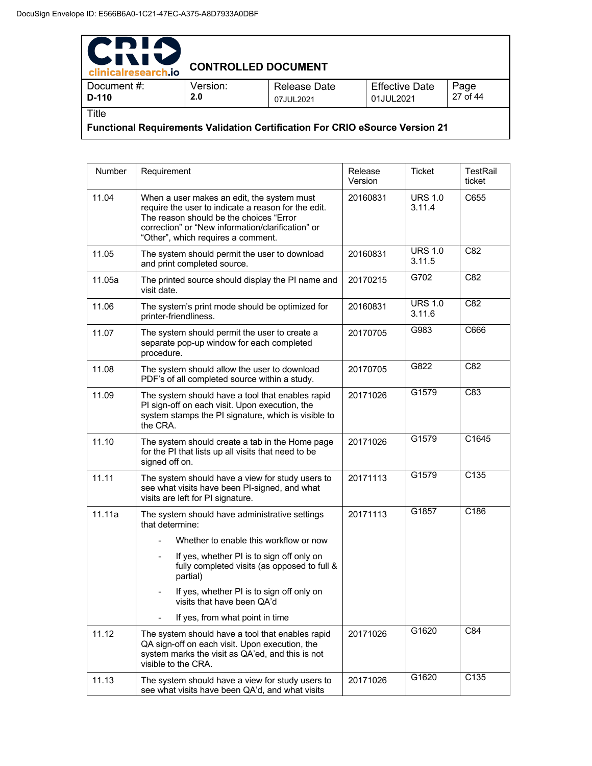| Number | Requirement | Release Version | Ticket | TestRail ticket |
|---|---|---|---|---|
| 11.04 | When a user makes an edit, the system must require the user to indicate a reason for the edit. The reason should be the choices “Error correction” or “New information/clarification” or “Other”, which requires a comment. | 20160831 | URS 1.0 3.11.4 | C655 |
| 11.05 | The system should permit the user to download and print completed source. | 20160831 | URS 1.0 3.11.5 | C82 |
| 11.05a | The printed source should display the PI name and visit date. | 20170215 | G702 | C82 |
| 11.06 | The system’s print mode should be optimized for printer-friendliness. | 20160831 | URS 1.0 3.11.6 | C82 |
| 11.07 | The system should permit the user to create a separate pop-up window for each completed procedure. | 20170705 | G983 | C666 |
| 11.08 | The system should allow the user to download PDF’s of all completed source within a study. | 20170705 | G822 | C82 |
| 11.09 | The system should have a tool that enables rapid PI sign-off on each visit. Upon execution, the system stamps the PI signature, which is visible to the CRA. | 20171026 | G1579 | C83 |
| 11.10 | The system should create a tab in the Home page for the PI that lists up all visits that need to be signed off on. | 20171026 | G1579 | C1645 |
| 11.11 | The system should have a view for study users to see what visits have been PI-signed, and what visits are left for PI signature. | 20171113 | G1579 | C135 |
| 11.11a | The system should have administrative settings that determine:<br>- Whether to enable this workflow or now<br>- If yes, whether PI is to sign off only on fully completed visits (as opposed to full & partial)<br>- If yes, whether PI is to sign off only on visits that have been QA’d<br>- If yes, from what point in time | 20171113 | G1857 | C186 |
| 11.12 | The system should have a tool that enables rapid QA sign-off on each visit. Upon execution, the system marks the visit as QA’ed, and this is not visible to the CRA. | 20171026 | G1620 | C84 |
| 11.13 | The system should have a view for study users to see what visits have been QA’d, and what visits | 20171026 | G1620 | C135 |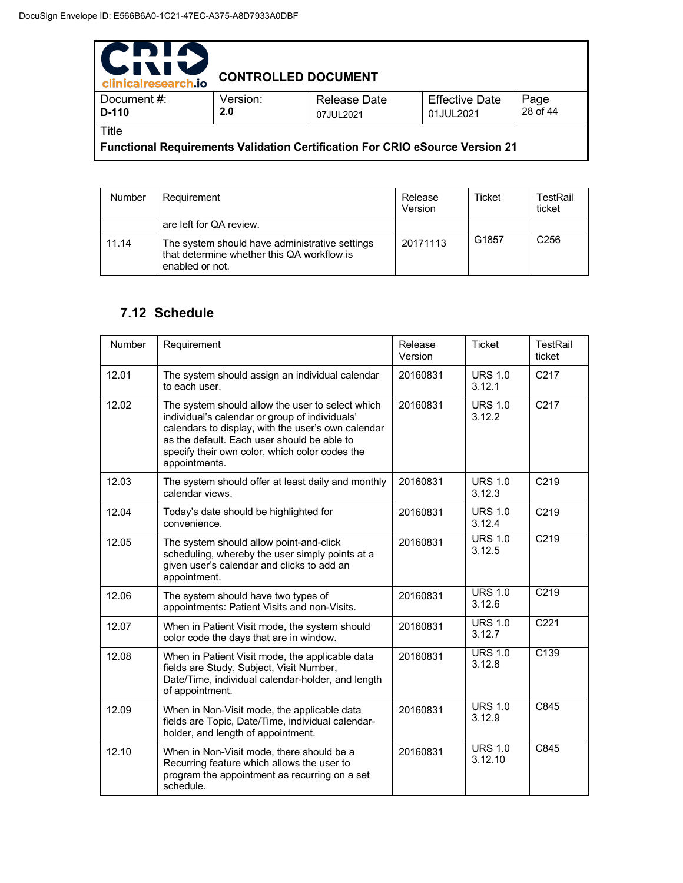| Number | Requirement | Release Version | Ticket | TestRail ticket |
|---|---|---|---|---|
| | are left for QA review. | | | |
| 11.14 | The system should have administrative settings that determine whether this QA workflow is enabled or not. | 20171113 | G1857 | C256 |

## 7.12 Schedule

| Number | Requirement | Release Version | Ticket | TestRail ticket |
|---|---|---|---|---|
| 12.01 | The system should assign an individual calendar to each user. | 20160831 | URS 1.0 3.12.1 | C217 |
| 12.02 | The system should allow the user to select which individual's calendar or group of individuals' calendars to display, with the user's own calendar as the default. Each user should be able to specify their own color, which color codes the appointments. | 20160831 | URS 1.0 3.12.2 | C217 |
| 12.03 | The system should offer at least daily and monthly calendar views. | 20160831 | URS 1.0 3.12.3 | C219 |
| 12.04 | Today's date should be highlighted for convenience. | 20160831 | URS 1.0 3.12.4 | C219 |
| 12.05 | The system should allow point-and-click scheduling, whereby the user simply points at a given user's calendar and clicks to add an appointment. | 20160831 | URS 1.0 3.12.5 | C219 |
| 12.06 | The system should have two types of appointments: Patient Visits and non-Visits. | 20160831 | URS 1.0 3.12.6 | C219 |
| 12.07 | When in Patient Visit mode, the system should color code the days that are in window. | 20160831 | URS 1.0 3.12.7 | C221 |
| 12.08 | When in Patient Visit mode, the applicable data fields are Study, Subject, Visit Number, Date/Time, individual calendar-holder, and length of appointment. | 20160831 | URS 1.0 3.12.8 | C139 |
| 12.09 | When in Non-Visit mode, the applicable data fields are Topic, Date/Time, individual calendar-holder, and length of appointment. | 20160831 | URS 1.0 3.12.9 | C845 |
| 12.10 | When in Non-Visit mode, there should be a Recurring feature which allows the user to program the appointment as recurring on a set schedule. | 20160831 | URS 1.0 3.12.10 | C845 |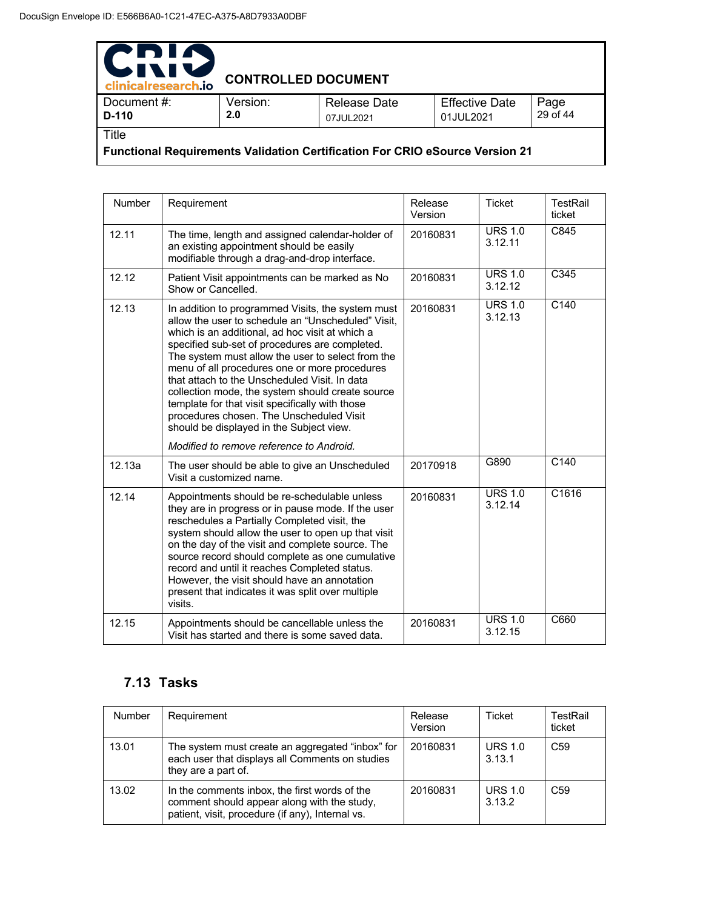| Number | Requirement | Release Version | Ticket | TestRail ticket |
|---|---|---|---|---|
| 12.11 | The time, length and assigned calendar-holder of an existing appointment should be easily modifiable through a drag-and-drop interface. | 20160831 | URS 1.0 3.12.11 | C845 |
| 12.12 | Patient Visit appointments can be marked as No Show or Cancelled. | 20160831 | URS 1.0 3.12.12 | C345 |
| 12.13 | In addition to programmed Visits, the system must allow the user to schedule an "Unscheduled" Visit, which is an additional, ad hoc visit at which a specified sub-set of procedures are completed. The system must allow the user to select from the menu of all procedures one or more procedures that attach to the Unscheduled Visit. In data collection mode, the system should create source template for that visit specifically with those procedures chosen. The Unscheduled Visit should be displayed in the Subject view.<br><br>*Modified to remove reference to Android.* | 20160831 | URS 1.0 3.12.13 | C140 |
| 12.13a | The user should be able to give an Unscheduled Visit a customized name. | 20170918 | G890 | C140 |
| 12.14 | Appointments should be re-schedulable unless they are in progress or in pause mode. If the user reschedules a Partially Completed visit, the system should allow the user to open up that visit on the day of the visit and complete source. The source record should complete as one cumulative record and until it reaches Completed status. However, the visit should have an annotation present that indicates it was split over multiple visits. | 20160831 | URS 1.0 3.12.14 | C1616 |
| 12.15 | Appointments should be cancellable unless the Visit has started and there is some saved data. | 20160831 | URS 1.0 3.12.15 | C660 |

## 7.13 Tasks

| Number | Requirement | Release Version | Ticket | TestRail ticket |
|---|---|---|---|---|
| 13.01 | The system must create an aggregated "inbox" for each user that displays all Comments on studies they are a part of. | 20160831 | URS 1.0 3.13.1 | C59 |
| 13.02 | In the comments inbox, the first words of the comment should appear along with the study, patient, visit, procedure (if any), Internal vs. | 20160831 | URS 1.0 3.13.2 | C59 |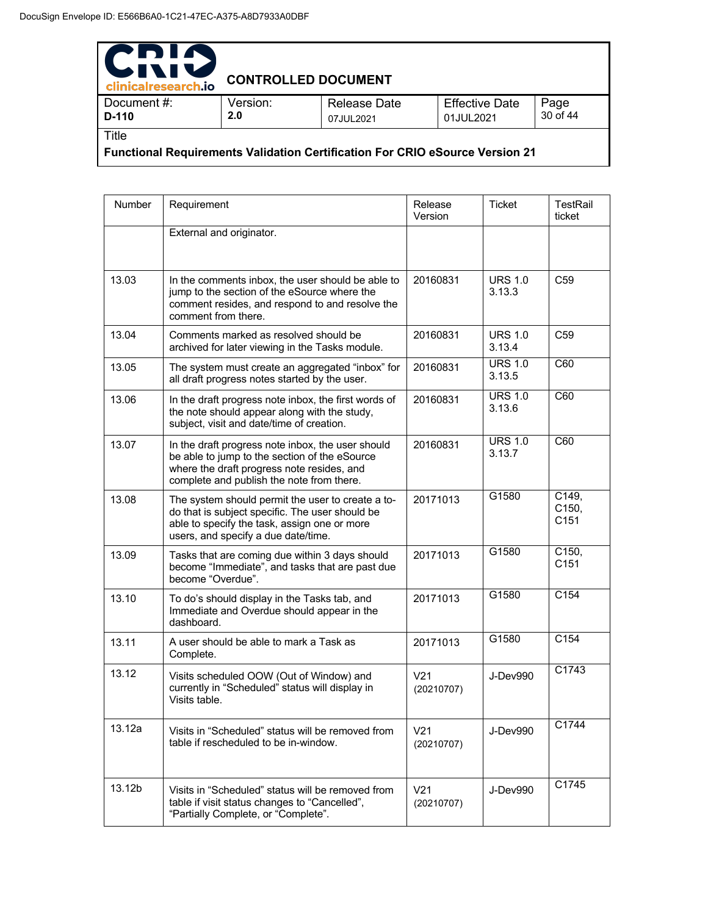| Number | Requirement | Release Version | Ticket | TestRail ticket |
|---|---|---|---|---|
| | External and originator. | | | |
| 13.03 | In the comments inbox, the user should be able to jump to the section of the eSource where the comment resides, and respond to and resolve the comment from there. | 20160831 | URS 1.0 3.13.3 | C59 |
| 13.04 | Comments marked as resolved should be archived for later viewing in the Tasks module. | 20160831 | URS 1.0 3.13.4 | C59 |
| 13.05 | The system must create an aggregated "inbox" for all draft progress notes started by the user. | 20160831 | URS 1.0 3.13.5 | C60 |
| 13.06 | In the draft progress note inbox, the first words of the note should appear along with the study, subject, visit and date/time of creation. | 20160831 | URS 1.0 3.13.6 | C60 |
| 13.07 | In the draft progress note inbox, the user should be able to jump to the section of the eSource where the draft progress note resides, and complete and publish the note from there. | 20160831 | URS 1.0 3.13.7 | C60 |
| 13.08 | The system should permit the user to create a to-do that is subject specific. The user should be able to specify the task, assign one or more users, and specify a due date/time. | 20171013 | G1580 | C149, C150, C151 |
| 13.09 | Tasks that are coming due within 3 days should become "Immediate", and tasks that are past due become "Overdue". | 20171013 | G1580 | C150, C151 |
| 13.10 | To do's should display in the Tasks tab, and Immediate and Overdue should appear in the dashboard. | 20171013 | G1580 | C154 |
| 13.11 | A user should be able to mark a Task as Complete. | 20171013 | G1580 | C154 |
| 13.12 | Visits scheduled OOW (Out of Window) and currently in "Scheduled" status will display in Visits table. | V21 (20210707) | J-Dev990 | C1743 |
| 13.12a | Visits in "Scheduled" status will be removed from table if rescheduled to be in-window. | V21 (20210707) | J-Dev990 | C1744 |
| 13.12b | Visits in "Scheduled" status will be removed from table if visit status changes to "Cancelled", "Partially Complete, or "Complete". | V21 (20210707) | J-Dev990 | C1745 |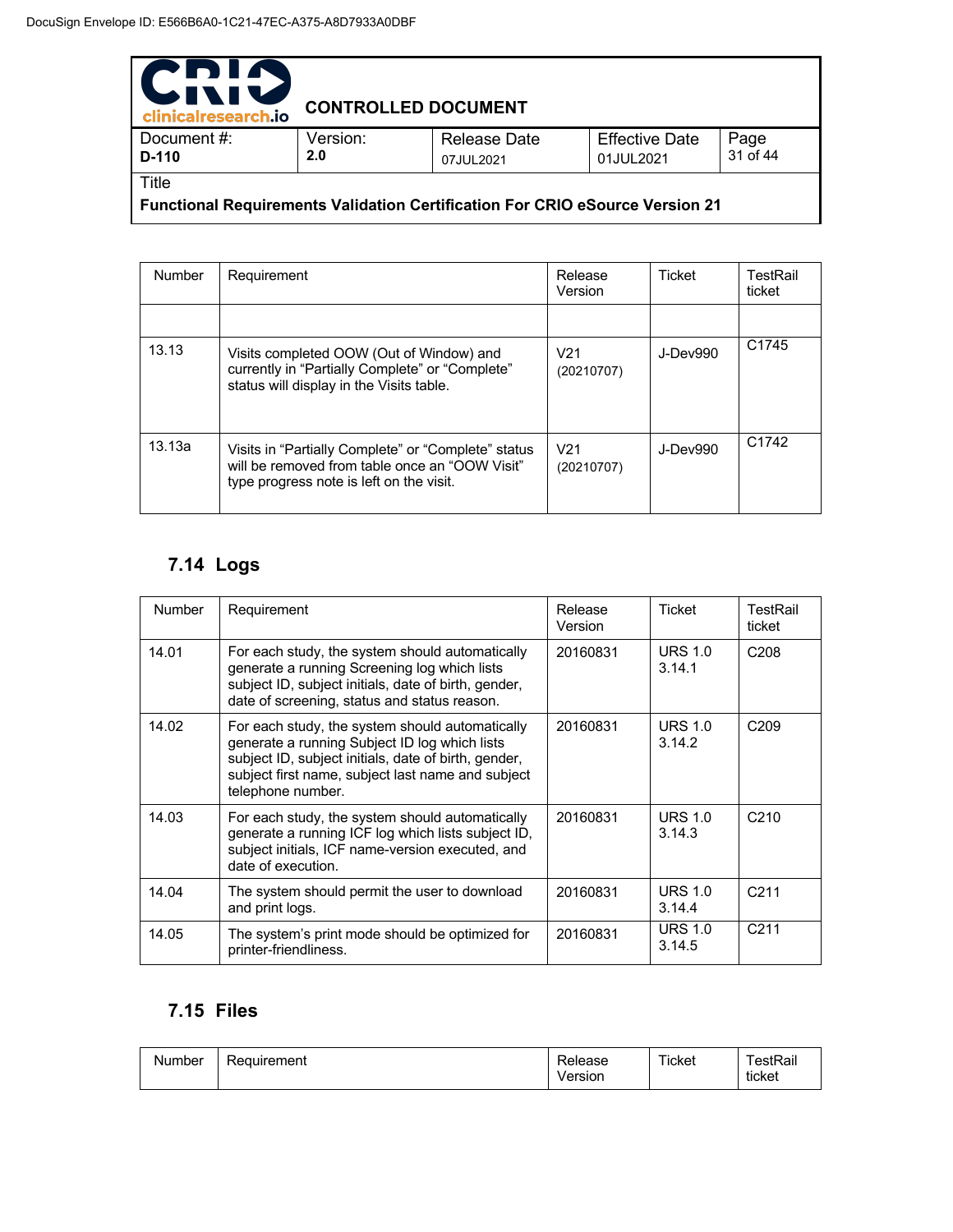| Number | Requirement | Release Version | Ticket | TestRail ticket |
|---|---|---|---|---|
| | | | | |
| 13.13 | Visits completed OOW (Out of Window) and currently in “Partially Complete” or “Complete” status will display in the Visits table. | V21 (20210707) | J-Dev990 | C1745 |
| 13.13a | Visits in “Partially Complete” or “Complete” status will be removed from table once an “OOW Visit” type progress note is left on the visit. | V21 (20210707) | J-Dev990 | C1742 |

## 7.14 Logs

| Number | Requirement | Release Version | Ticket | TestRail ticket |
|---|---|---|---|---|
| 14.01 | For each study, the system should automatically generate a running Screening log which lists subject ID, subject initials, date of birth, gender, date of screening, status and status reason. | 20160831 | URS 1.0 3.14.1 | C208 |
| 14.02 | For each study, the system should automatically generate a running Subject ID log which lists subject ID, subject initials, date of birth, gender, subject first name, subject last name and subject telephone number. | 20160831 | URS 1.0 3.14.2 | C209 |
| 14.03 | For each study, the system should automatically generate a running ICF log which lists subject ID, subject initials, ICF name-version executed, and date of execution. | 20160831 | URS 1.0 3.14.3 | C210 |
| 14.04 | The system should permit the user to download and print logs. | 20160831 | URS 1.0 3.14.4 | C211 |
| 14.05 | The system’s print mode should be optimized for printer-friendliness. | 20160831 | URS 1.0 3.14.5 | C211 |

## 7.15 Files

| Number | Requirement | Release Version | Ticket | TestRail ticket |
|---|---|---|---|---|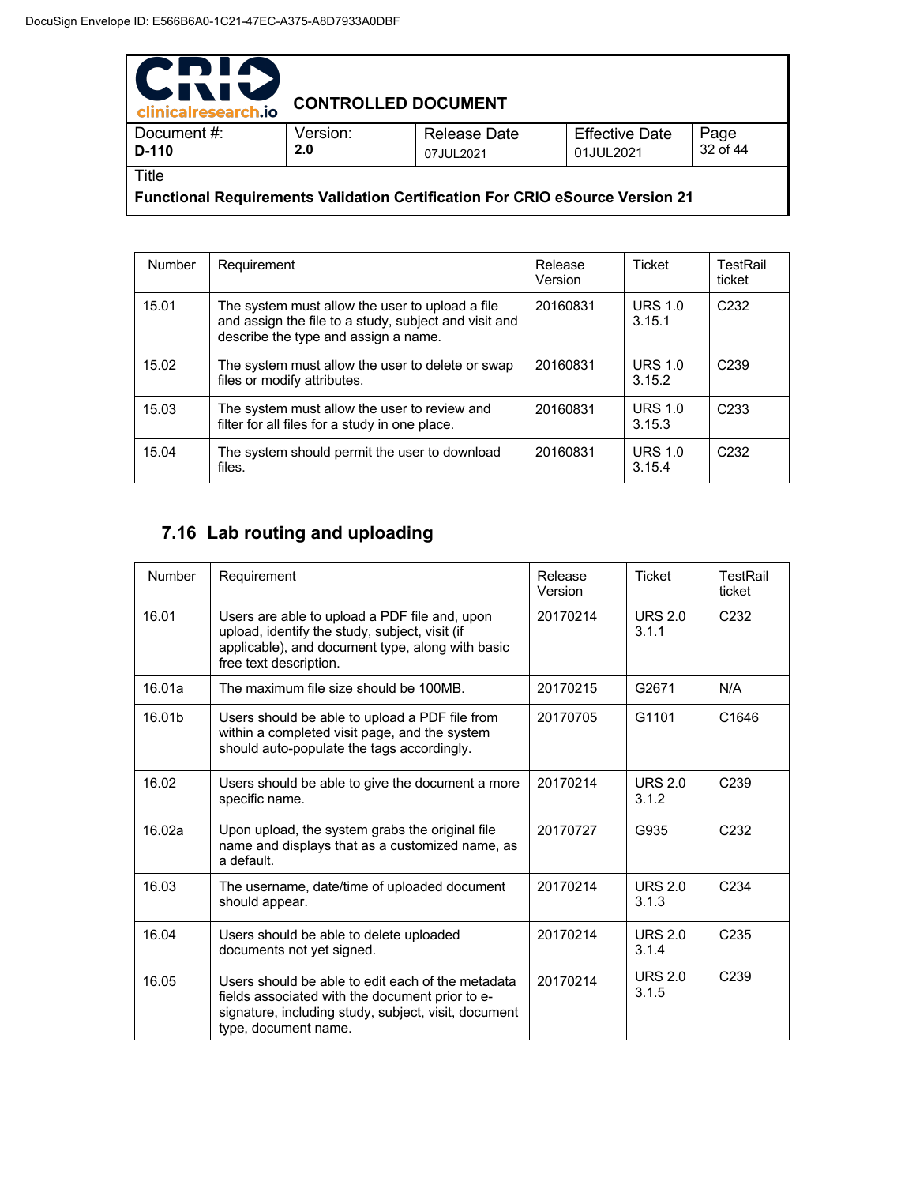| Number | Requirement | Release Version | Ticket | TestRail ticket |
|---|---|---|---|---|
| 15.01 | The system must allow the user to upload a file and assign the file to a study, subject and visit and describe the type and assign a name. | 20160831 | URS 1.0 3.15.1 | C232 |
| 15.02 | The system must allow the user to delete or swap files or modify attributes. | 20160831 | URS 1.0 3.15.2 | C239 |
| 15.03 | The system must allow the user to review and filter for all files for a study in one place. | 20160831 | URS 1.0 3.15.3 | C233 |
| 15.04 | The system should permit the user to download files. | 20160831 | URS 1.0 3.15.4 | C232 |

## 7.16 Lab routing and uploading

| Number | Requirement | Release Version | Ticket | TestRail ticket |
|---|---|---|---|---|
| 16.01 | Users are able to upload a PDF file and, upon upload, identify the study, subject, visit (if applicable), and document type, along with basic free text description. | 20170214 | URS 2.0 3.1.1 | C232 |
| 16.01a | The maximum file size should be 100MB. | 20170215 | G2671 | N/A |
| 16.01b | Users should be able to upload a PDF file from within a completed visit page, and the system should auto-populate the tags accordingly. | 20170705 | G1101 | C1646 |
| 16.02 | Users should be able to give the document a more specific name. | 20170214 | URS 2.0 3.1.2 | C239 |
| 16.02a | Upon upload, the system grabs the original file name and displays that as a customized name, as a default. | 20170727 | G935 | C232 |
| 16.03 | The username, date/time of uploaded document should appear. | 20170214 | URS 2.0 3.1.3 | C234 |
| 16.04 | Users should be able to delete uploaded documents not yet signed. | 20170214 | URS 2.0 3.1.4 | C235 |
| 16.05 | Users should be able to edit each of the metadata fields associated with the document prior to e-signature, including study, subject, visit, document type, document name. | 20170214 | URS 2.0 3.1.5 | C239 |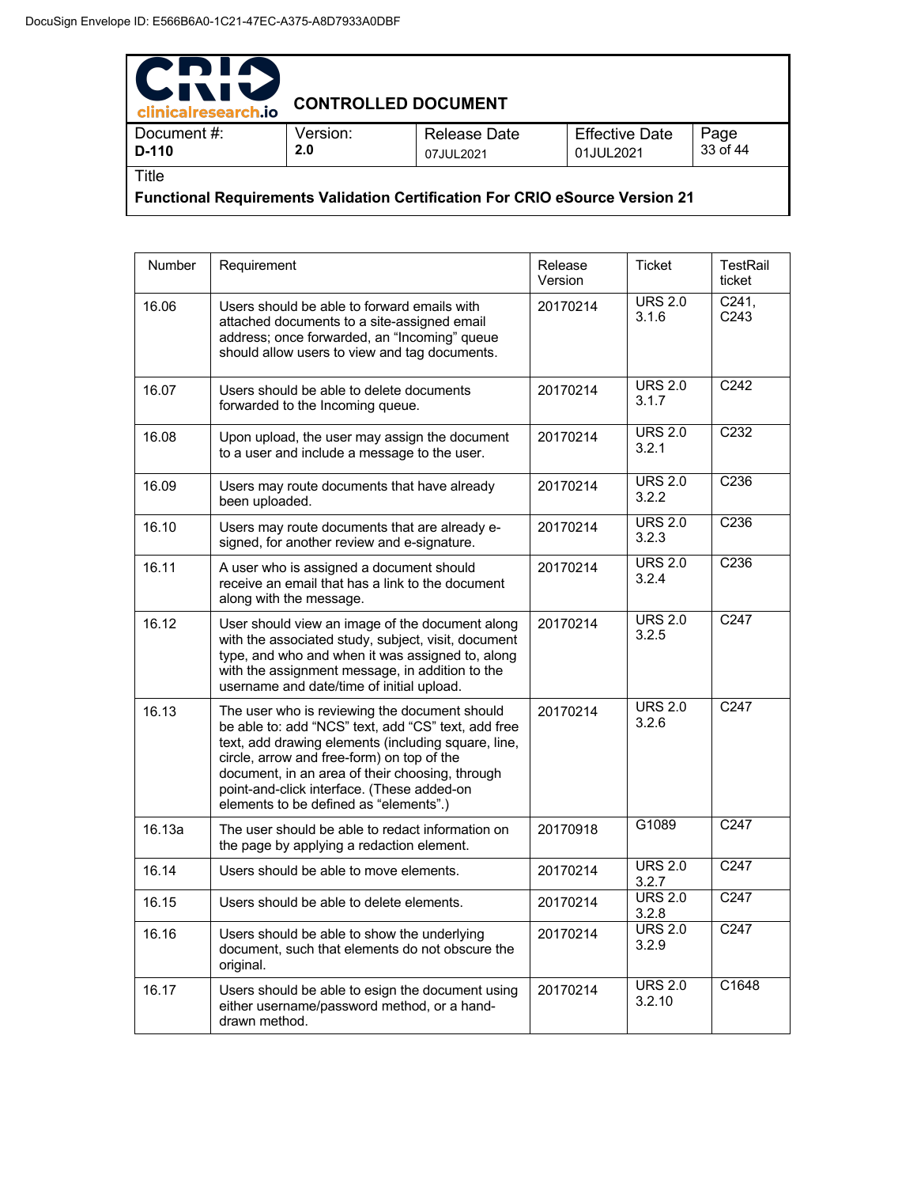| Number | Requirement | Release Version | Ticket | TestRail ticket |
|---|---|---|---|---|
| 16.06 | Users should be able to forward emails with attached documents to a site-assigned email address; once forwarded, an "Incoming" queue should allow users to view and tag documents. | 20170214 | URS 2.0 3.1.6 | C241, C243 |
| 16.07 | Users should be able to delete documents forwarded to the Incoming queue. | 20170214 | URS 2.0 3.1.7 | C242 |
| 16.08 | Upon upload, the user may assign the document to a user and include a message to the user. | 20170214 | URS 2.0 3.2.1 | C232 |
| 16.09 | Users may route documents that have already been uploaded. | 20170214 | URS 2.0 3.2.2 | C236 |
| 16.10 | Users may route documents that are already e-signed, for another review and e-signature. | 20170214 | URS 2.0 3.2.3 | C236 |
| 16.11 | A user who is assigned a document should receive an email that has a link to the document along with the message. | 20170214 | URS 2.0 3.2.4 | C236 |
| 16.12 | User should view an image of the document along with the associated study, subject, visit, document type, and who and when it was assigned to, along with the assignment message, in addition to the username and date/time of initial upload. | 20170214 | URS 2.0 3.2.5 | C247 |
| 16.13 | The user who is reviewing the document should be able to: add "NCS" text, add "CS" text, add free text, add drawing elements (including square, line, circle, arrow and free-form) on top of the document, in an area of their choosing, through point-and-click interface. (These added-on elements to be defined as "elements".) | 20170214 | URS 2.0 3.2.6 | C247 |
| 16.13a | The user should be able to redact information on the page by applying a redaction element. | 20170918 | G1089 | C247 |
| 16.14 | Users should be able to move elements. | 20170214 | URS 2.0 3.2.7 | C247 |
| 16.15 | Users should be able to delete elements. | 20170214 | URS 2.0 3.2.8 | C247 |
| 16.16 | Users should be able to show the underlying document, such that elements do not obscure the original. | 20170214 | URS 2.0 3.2.9 | C247 |
| 16.17 | Users should be able to esign the document using either username/password method, or a hand-drawn method. | 20170214 | URS 2.0 3.2.10 | C1648 |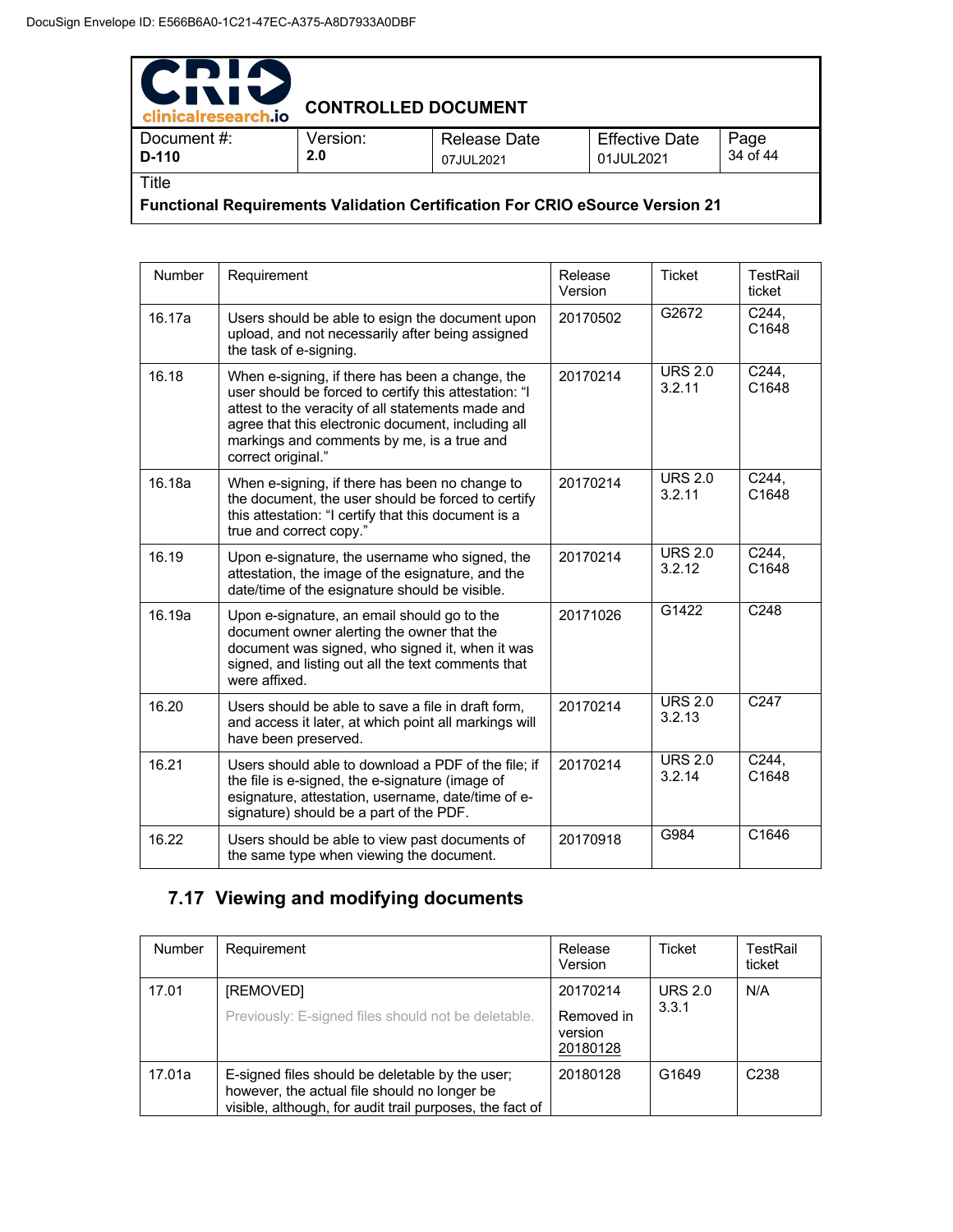| Number | Requirement | Release Version | Ticket | TestRail ticket |
|---|---|---|---|---|
| 16.17a | Users should be able to esign the document upon upload, and not necessarily after being assigned the task of e-signing. | 20170502 | G2672 | C244, C1648 |
| 16.18 | When e-signing, if there has been a change, the user should be forced to certify this attestation: "I attest to the veracity of all statements made and agree that this electronic document, including all markings and comments by me, is a true and correct original." | 20170214 | URS 2.0 3.2.11 | C244, C1648 |
| 16.18a | When e-signing, if there has been no change to the document, the user should be forced to certify this attestation: "I certify that this document is a true and correct copy." | 20170214 | URS 2.0 3.2.11 | C244, C1648 |
| 16.19 | Upon e-signature, the username who signed, the attestation, the image of the esignature, and the date/time of the esignature should be visible. | 20170214 | URS 2.0 3.2.12 | C244, C1648 |
| 16.19a | Upon e-signature, an email should go to the document owner alerting the owner that the document was signed, who signed it, when it was signed, and listing out all the text comments that were affixed. | 20171026 | G1422 | C248 |
| 16.20 | Users should be able to save a file in draft form, and access it later, at which point all markings will have been preserved. | 20170214 | URS 2.0 3.2.13 | C247 |
| 16.21 | Users should able to download a PDF of the file; if the file is e-signed, the e-signature (image of esignature, attestation, username, date/time of e-signature) should be a part of the PDF. | 20170214 | URS 2.0 3.2.14 | C244, C1648 |
| 16.22 | Users should be able to view past documents of the same type when viewing the document. | 20170918 | G984 | C1646 |

## 7.17 Viewing and modifying documents

| Number | Requirement | Release Version | Ticket | TestRail ticket |
|---|---|---|---|---|
| 17.01 | [REMOVED] Previously: E-signed files should not be deletable. | 20170214 Removed in version 20180128 | URS 2.0 3.3.1 | N/A |
| 17.01a | E-signed files should be deletable by the user; however, the actual file should no longer be visible, although, for audit trail purposes, the fact of | 20180128 | G1649 | C238 |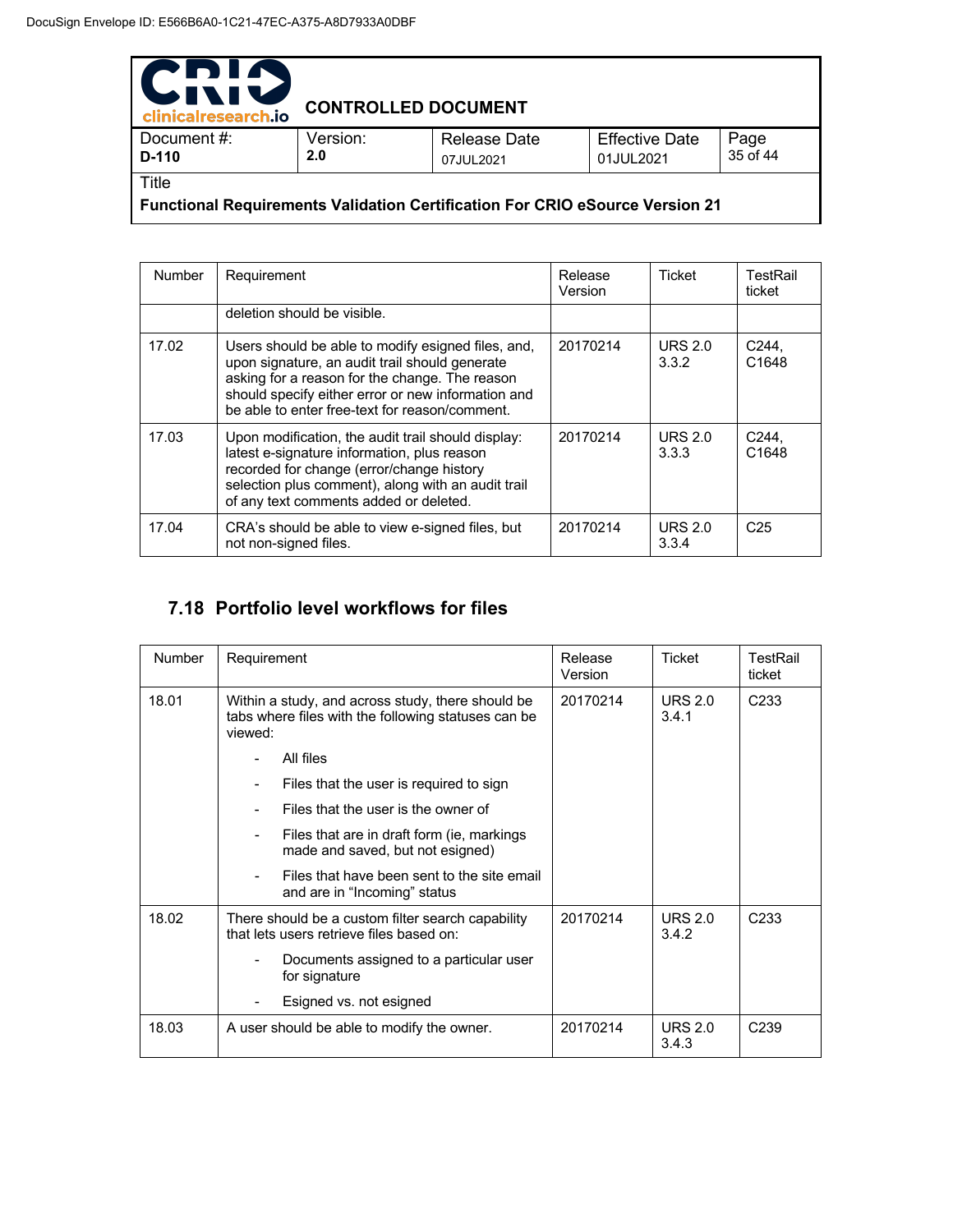| Number | Requirement | Release Version | Ticket | TestRail ticket |
|---|---|---|---|---|
| | deletion should be visible. | | | |
| 17.02 | Users should be able to modify esigned files, and, upon signature, an audit trail should generate asking for a reason for the change. The reason should specify either error or new information and be able to enter free-text for reason/comment. | 20170214 | URS 2.0 3.3.2 | C244, C1648 |
| 17.03 | Upon modification, the audit trail should display: latest e-signature information, plus reason recorded for change (error/change history selection plus comment), along with an audit trail of any text comments added or deleted. | 20170214 | URS 2.0 3.3.3 | C244, C1648 |
| 17.04 | CRA's should be able to view e-signed files, but not non-signed files. | 20170214 | URS 2.0 3.3.4 | C25 |

### 7.18 Portfolio level workflows for files

| Number | Requirement | Release Version | Ticket | TestRail ticket |
|---|---|---|---|---|
| 18.01 | Within a study, and across study, there should be tabs where files with the following statuses can be viewed:<br>- All files<br>- Files that the user is required to sign<br>- Files that the user is the owner of<br>- Files that are in draft form (ie, markings made and saved, but not esigned)<br>- Files that have been sent to the site email and are in "Incoming" status | 20170214 | URS 2.0 3.4.1 | C233 |
| 18.02 | There should be a custom filter search capability that lets users retrieve files based on:<br>- Documents assigned to a particular user for signature<br>- Esigned vs. not esigned | 20170214 | URS 2.0 3.4.2 | C233 |
| 18.03 | A user should be able to modify the owner. | 20170214 | URS 2.0 3.4.3 | C239 |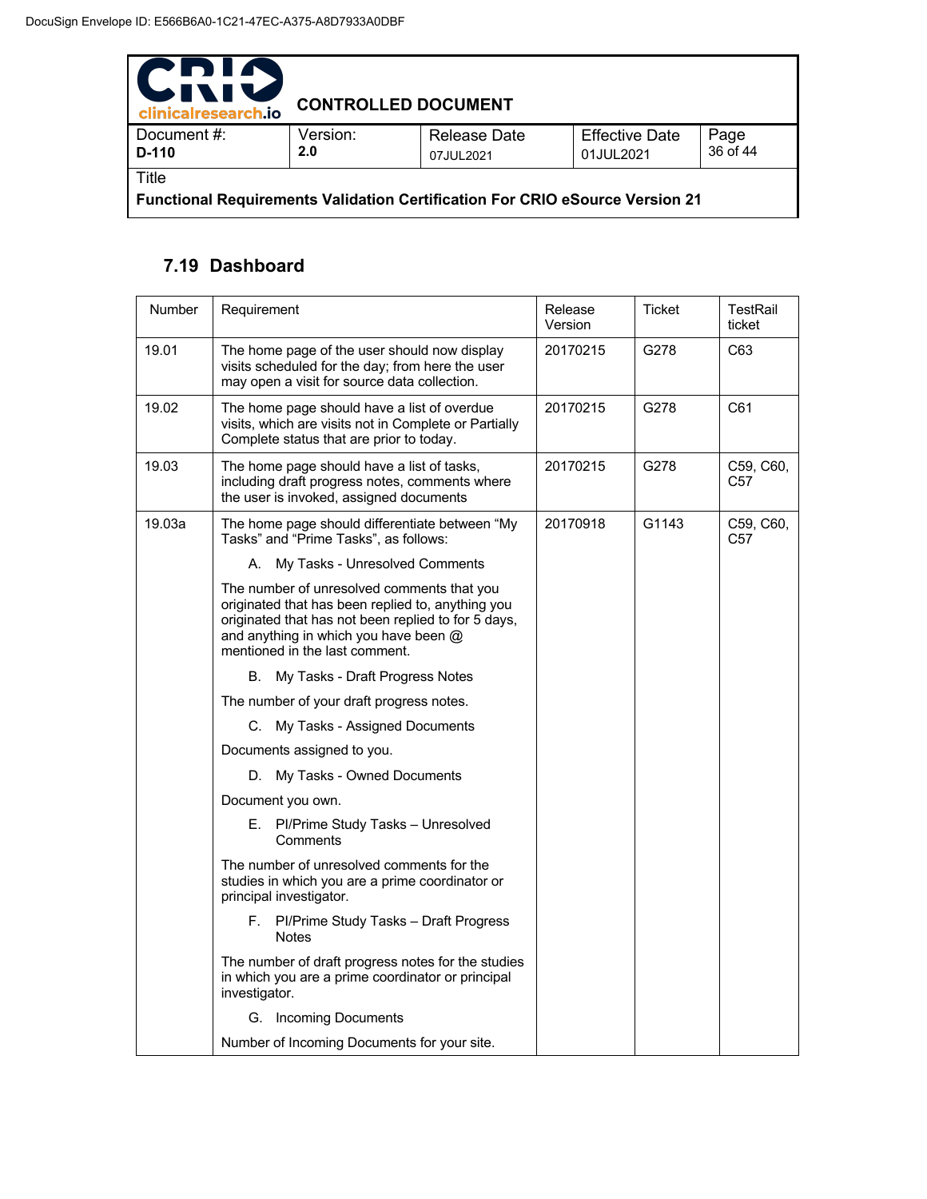## 7.19 Dashboard

| Number | Requirement | Release Version | Ticket | TestRail ticket |
|---|---|---|---|---|
| 19.01 | The home page of the user should now display visits scheduled for the day; from here the user may open a visit for source data collection. | 20170215 | G278 | C63 |
| 19.02 | The home page should have a list of overdue visits, which are visits not in Complete or Partially Complete status that are prior to today. | 20170215 | G278 | C61 |
| 19.03 | The home page should have a list of tasks, including draft progress notes, comments where the user is invoked, assigned documents | 20170215 | G278 | C59, C60, C57 |
| 19.03a | The home page should differentiate between "My Tasks" and "Prime Tasks", as follows:<br>A. My Tasks - Unresolved Comments<br>The number of unresolved comments that you originated that has been replied to, anything you originated that has not been replied to for 5 days, and anything in which you have been @ mentioned in the last comment.<br>B. My Tasks - Draft Progress Notes<br>The number of your draft progress notes.<br>C. My Tasks - Assigned Documents<br>Documents assigned to you.<br>D. My Tasks - Owned Documents<br>Document you own.<br>E. PI/Prime Study Tasks – Unresolved Comments<br>The number of unresolved comments for the studies in which you are a prime coordinator or principal investigator.<br>F. PI/Prime Study Tasks – Draft Progress Notes<br>The number of draft progress notes for the studies in which you are a prime coordinator or principal investigator.<br>G. Incoming Documents<br>Number of Incoming Documents for your site. | 20170918 | G1143 | C59, C60, C57 |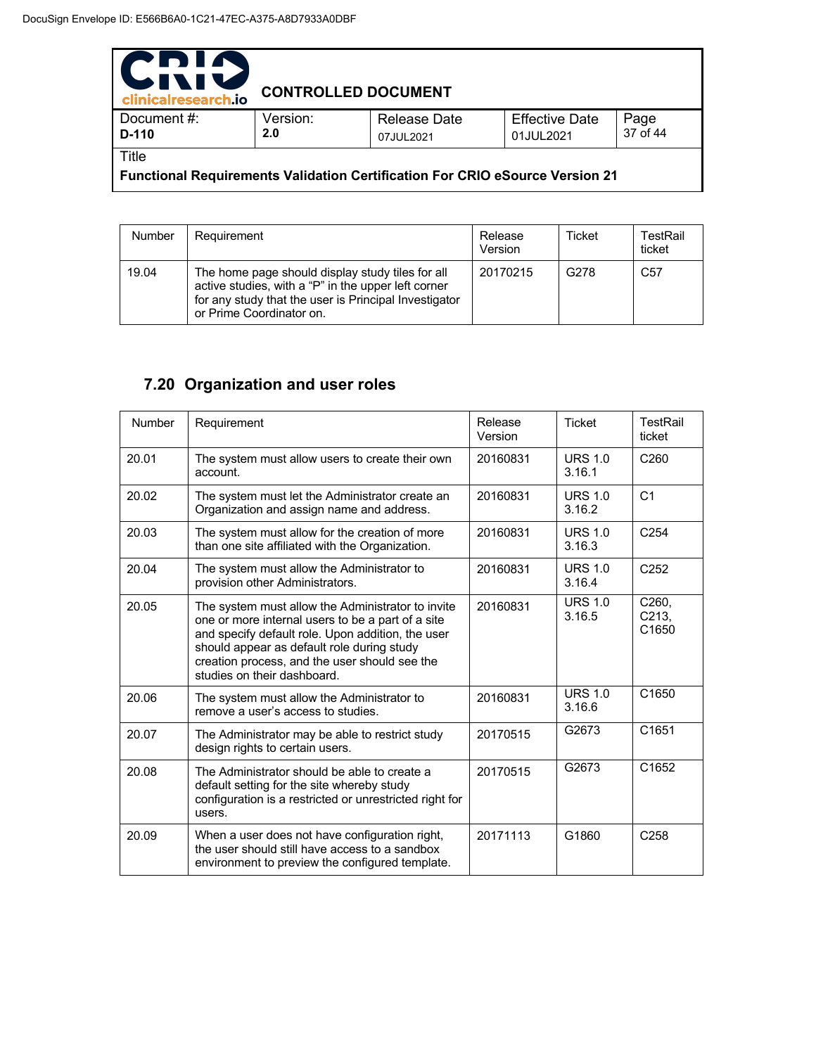| Number | Requirement | Release Version | Ticket | TestRail ticket |
| --- | --- | --- | --- | --- |
| 19.04 | The home page should display study tiles for all active studies, with a "P" in the upper left corner for any study that the user is Principal Investigator or Prime Coordinator on. | 20170215 | G278 | C57 |

## 7.20 Organization and user roles

| Number | Requirement | Release Version | Ticket | TestRail ticket |
| --- | --- | --- | --- | --- |
| 20.01 | The system must allow users to create their own account. | 20160831 | URS 1.0 3.16.1 | C260 |
| 20.02 | The system must let the Administrator create an Organization and assign name and address. | 20160831 | URS 1.0 3.16.2 | C1 |
| 20.03 | The system must allow for the creation of more than one site affiliated with the Organization. | 20160831 | URS 1.0 3.16.3 | C254 |
| 20.04 | The system must allow the Administrator to provision other Administrators. | 20160831 | URS 1.0 3.16.4 | C252 |
| 20.05 | The system must allow the Administrator to invite one or more internal users to be a part of a site and specify default role. Upon addition, the user should appear as default role during study creation process, and the user should see the studies on their dashboard. | 20160831 | URS 1.0 3.16.5 | C260, C213, C1650 |
| 20.06 | The system must allow the Administrator to remove a user's access to studies. | 20160831 | URS 1.0 3.16.6 | C1650 |
| 20.07 | The Administrator may be able to restrict study design rights to certain users. | 20170515 | G2673 | C1651 |
| 20.08 | The Administrator should be able to create a default setting for the site whereby study configuration is a restricted or unrestricted right for users. | 20170515 | G2673 | C1652 |
| 20.09 | When a user does not have configuration right, the user should still have access to a sandbox environment to preview the configured template. | 20171113 | G1860 | C258 |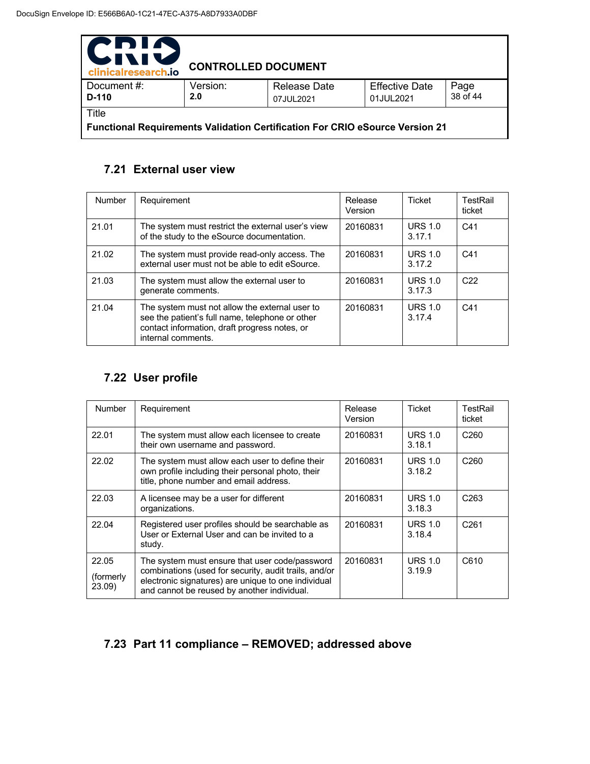## 7.21 External user view

| Number | Requirement | Release Version | Ticket | TestRail ticket |
|---|---|---|---|---|
| 21.01 | The system must restrict the external user's view of the study to the eSource documentation. | 20160831 | URS 1.0 3.17.1 | C41 |
| 21.02 | The system must provide read-only access. The external user must not be able to edit eSource. | 20160831 | URS 1.0 3.17.2 | C41 |
| 21.03 | The system must allow the external user to generate comments. | 20160831 | URS 1.0 3.17.3 | C22 |
| 21.04 | The system must not allow the external user to see the patient's full name, telephone or other contact information, draft progress notes, or internal comments. | 20160831 | URS 1.0 3.17.4 | C41 |

## 7.22 User profile

| Number | Requirement | Release Version | Ticket | TestRail ticket |
|---|---|---|---|---|
| 22.01 | The system must allow each licensee to create their own username and password. | 20160831 | URS 1.0 3.18.1 | C260 |
| 22.02 | The system must allow each user to define their own profile including their personal photo, their title, phone number and email address. | 20160831 | URS 1.0 3.18.2 | C260 |
| 22.03 | A licensee may be a user for different organizations. | 20160831 | URS 1.0 3.18.3 | C263 |
| 22.04 | Registered user profiles should be searchable as User or External User and can be invited to a study. | 20160831 | URS 1.0 3.18.4 | C261 |
| 22.05 (formerly 23.09) | The system must ensure that user code/password combinations (used for security, audit trails, and/or electronic signatures) are unique to one individual and cannot be reused by another individual. | 20160831 | URS 1.0 3.19.9 | C610 |

## 7.23 Part 11 compliance – REMOVED; addressed above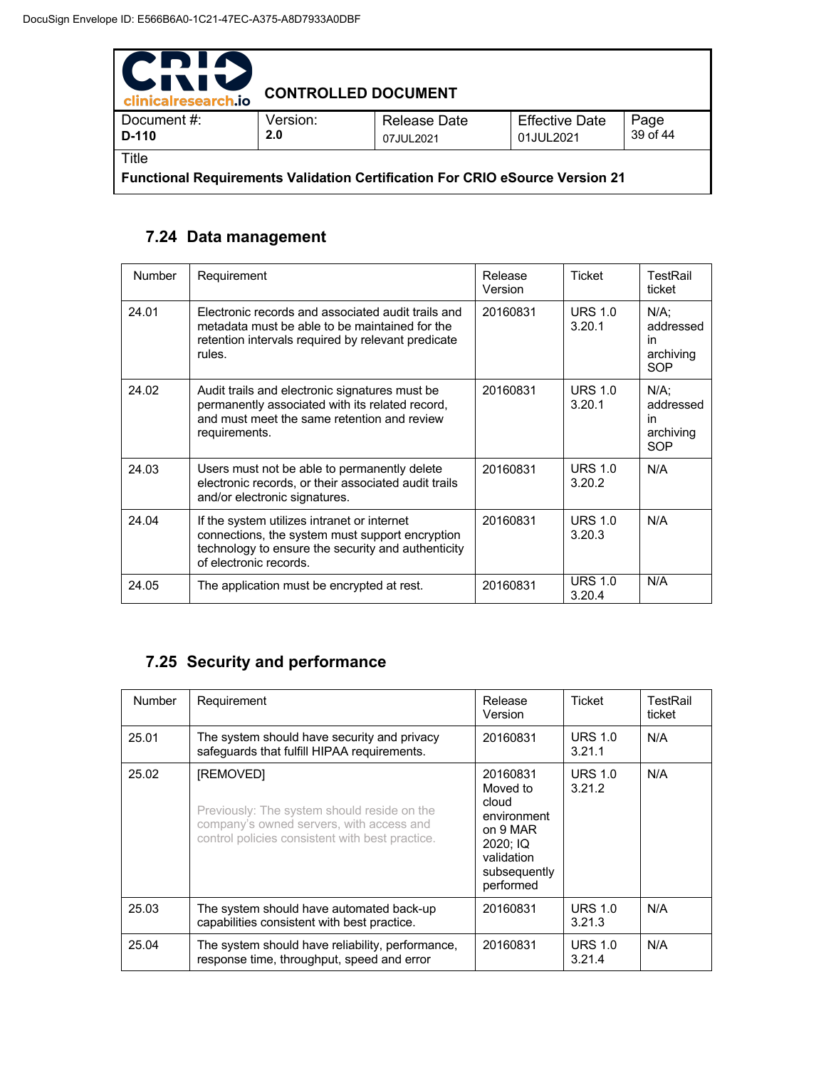## 7.24 Data management

| Number | Requirement | Release Version | Ticket | TestRail ticket |
|---|---|---|---|---|
| 24.01 | Electronic records and associated audit trails and metadata must be able to be maintained for the retention intervals required by relevant predicate rules. | 20160831 | URS 1.0 3.20.1 | N/A; addressed in archiving SOP |
| 24.02 | Audit trails and electronic signatures must be permanently associated with its related record, and must meet the same retention and review requirements. | 20160831 | URS 1.0 3.20.1 | N/A; addressed in archiving SOP |
| 24.03 | Users must not be able to permanently delete electronic records, or their associated audit trails and/or electronic signatures. | 20160831 | URS 1.0 3.20.2 | N/A |
| 24.04 | If the system utilizes intranet or internet connections, the system must support encryption technology to ensure the security and authenticity of electronic records. | 20160831 | URS 1.0 3.20.3 | N/A |
| 24.05 | The application must be encrypted at rest. | 20160831 | URS 1.0 3.20.4 | N/A |

## 7.25 Security and performance

| Number | Requirement | Release Version | Ticket | TestRail ticket |
|---|---|---|---|---|
| 25.01 | The system should have security and privacy safeguards that fulfill HIPAA requirements. | 20160831 | URS 1.0 3.21.1 | N/A |
| 25.02 | [REMOVED] Previously: The system should reside on the company's owned servers, with access and control policies consistent with best practice. | 20160831 Moved to cloud environment on 9 MAR 2020; IQ validation subsequently performed | URS 1.0 3.21.2 | N/A |
| 25.03 | The system should have automated back-up capabilities consistent with best practice. | 20160831 | URS 1.0 3.21.3 | N/A |
| 25.04 | The system should have reliability, performance, response time, throughput, speed and error | 20160831 | URS 1.0 3.21.4 | N/A |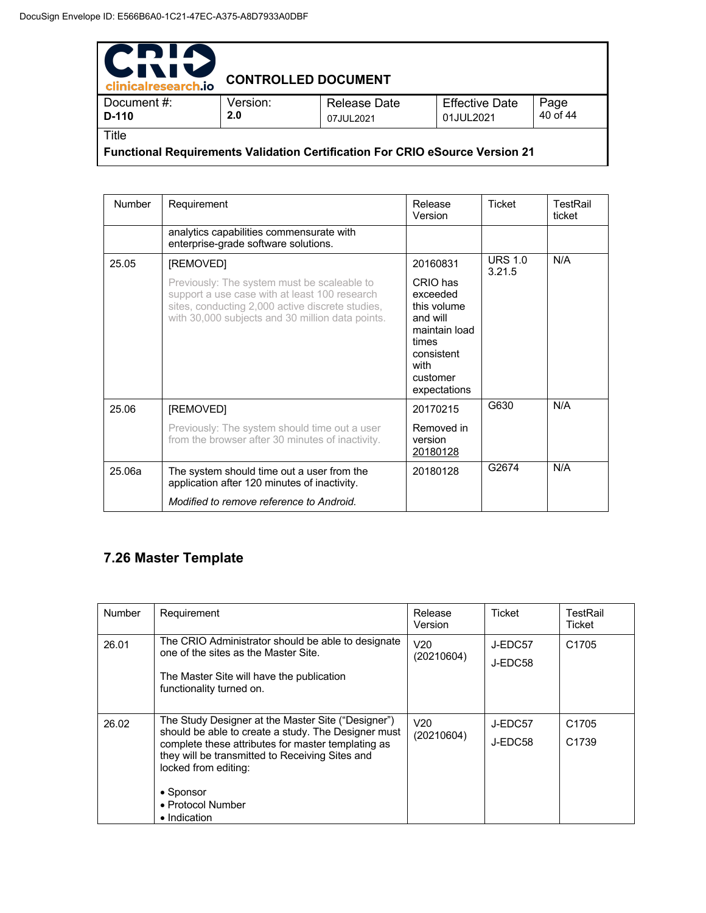| Number | Requirement | Release Version | Ticket | TestRail ticket |
|---|---|---|---|---|
| | analytics capabilities commensurate with enterprise-grade software solutions. | | | |
| 25.05 | [REMOVED]<br><br>Previously: The system must be scaleable to support a use case with at least 100 research sites, conducting 2,000 active discrete studies, with 30,000 subjects and 30 million data points. | 20160831<br><br>CRIO has exceeded this volume and will maintain load times consistent with customer expectations | URS 1.0 3.21.5 | N/A |
| 25.06 | [REMOVED]<br><br>Previously: The system should time out a user from the browser after 30 minutes of inactivity. | 20170215<br><br>Removed in version 20180128 | G630 | N/A |
| 25.06a | The system should time out a user from the application after 120 minutes of inactivity.<br><br>*Modified to remove reference to Android.* | 20180128 | G2674 | N/A |

## 7.26 Master Template

| Number | Requirement | Release Version | Ticket | TestRail Ticket |
|---|---|---|---|---|
| 26.01 | The CRIO Administrator should be able to designate one of the sites as the Master Site.<br><br>The Master Site will have the publication functionality turned on. | V20 (20210604) | J-EDC57<br><br>J-EDC58 | C1705 |
| 26.02 | The Study Designer at the Master Site ("Designer") should be able to create a study. The Designer must complete these attributes for master templating as they will be transmitted to Receiving Sites and locked from editing:<br><br>• Sponsor<br>• Protocol Number<br>• Indication | V20 (20210604) | J-EDC57<br><br>J-EDC58 | C1705<br><br>C1739 |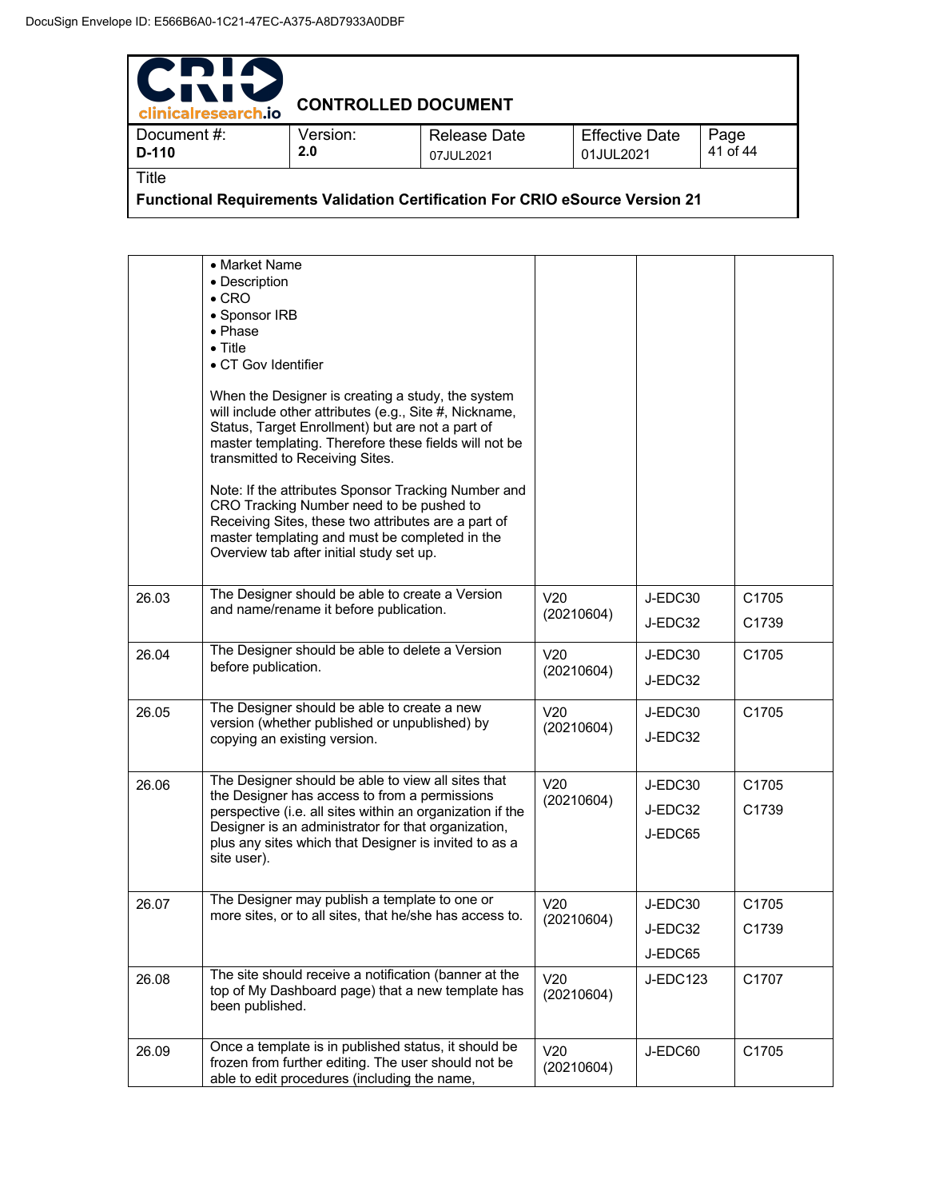| | | | | |
|---|---|---|---|---|
| | • Market Name<br>• Description<br>• CRO<br>• Sponsor IRB<br>• Phase<br>• Title<br>• CT Gov Identifier<br><br>When the Designer is creating a study, the system will include other attributes (e.g., Site #, Nickname, Status, Target Enrollment) but are not a part of master templating. Therefore these fields will not be transmitted to Receiving Sites.<br><br>Note: If the attributes Sponsor Tracking Number and CRO Tracking Number need to be pushed to Receiving Sites, these two attributes are a part of master templating and must be completed in the Overview tab after initial study set up. | | | |
| 26.03 | The Designer should be able to create a Version and name/rename it before publication. | V20 (20210604) | J-EDC30<br>J-EDC32 | C1705<br>C1739 |
| 26.04 | The Designer should be able to delete a Version before publication. | V20 (20210604) | J-EDC30<br>J-EDC32 | C1705 |
| 26.05 | The Designer should be able to create a new version (whether published or unpublished) by copying an existing version. | V20 (20210604) | J-EDC30<br>J-EDC32 | C1705 |
| 26.06 | The Designer should be able to view all sites that the Designer has access to from a permissions perspective (i.e. all sites within an organization if the Designer is an administrator for that organization, plus any sites which that Designer is invited to as a site user). | V20 (20210604) | J-EDC30<br>J-EDC32<br>J-EDC65 | C1705<br>C1739 |
| 26.07 | The Designer may publish a template to one or more sites, or to all sites, that he/she has access to. | V20 (20210604) | J-EDC30<br>J-EDC32<br>J-EDC65 | C1705<br>C1739 |
| 26.08 | The site should receive a notification (banner at the top of My Dashboard page) that a new template has been published. | V20 (20210604) | J-EDC123 | C1707 |
| 26.09 | Once a template is in published status, it should be frozen from further editing. The user should not be able to edit procedures (including the name, | V20 (20210604) | J-EDC60 | C1705 |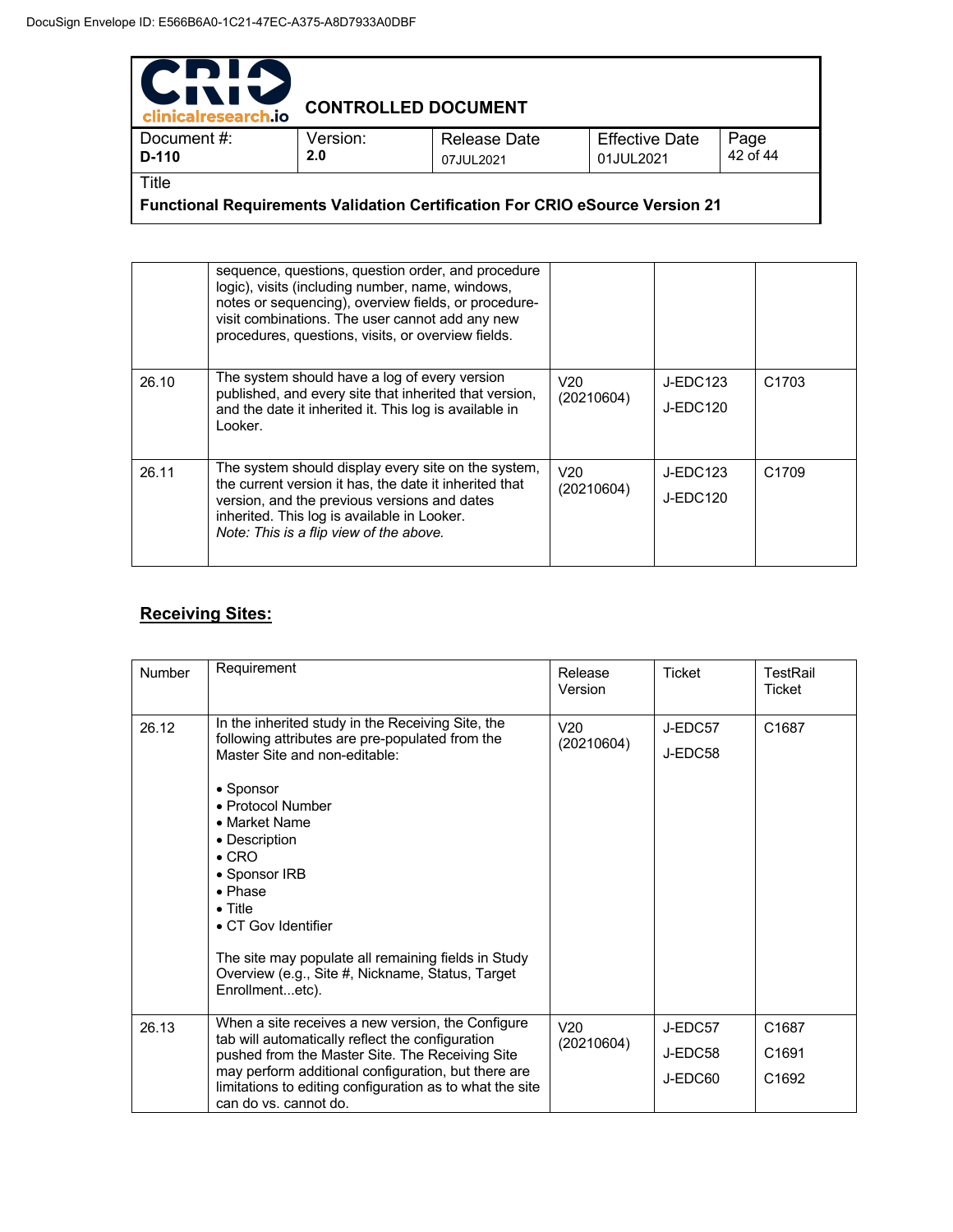| | | | | |
|---|---|---|---|---|
| | sequence, questions, question order, and procedure logic), visits (including number, name, windows, notes or sequencing), overview fields, or procedure-visit combinations. The user cannot add any new procedures, questions, visits, or overview fields. | | | |
| 26.10 | The system should have a log of every version published, and every site that inherited that version, and the date it inherited it. This log is available in Looker. | V20 (20210604) | J-EDC123<br>J-EDC120 | C1703 |
| 26.11 | The system should display every site on the system, the current version it has, the date it inherited that version, and the previous versions and dates inherited. This log is available in Looker.<br>*Note: This is a flip view of the above.* | V20 (20210604) | J-EDC123<br>J-EDC120 | C1709 |

## Receiving Sites:

| Number | Requirement | Release Version | Ticket | TestRail Ticket |
|---|---|---|---|---|
| 26.12 | In the inherited study in the Receiving Site, the following attributes are pre-populated from the Master Site and non-editable:<br><br>• Sponsor<br>• Protocol Number<br>• Market Name<br>• Description<br>• CRO<br>• Sponsor IRB<br>• Phase<br>• Title<br>• CT Gov Identifier<br><br>The site may populate all remaining fields in Study Overview (e.g., Site #, Nickname, Status, Target Enrollment...etc). | V20 (20210604) | J-EDC57<br>J-EDC58 | C1687 |
| 26.13 | When a site receives a new version, the Configure tab will automatically reflect the configuration pushed from the Master Site. The Receiving Site may perform additional configuration, but there are limitations to editing configuration as to what the site can do vs. cannot do. | V20 (20210604) | J-EDC57<br>J-EDC58<br>J-EDC60 | C1687<br>C1691<br>C1692 |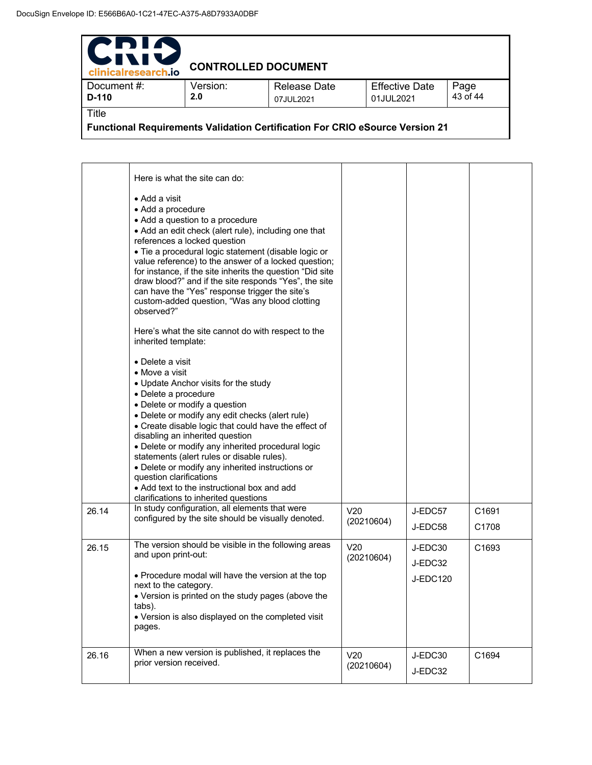| | | | | |
|---|---|---|---|---|
| | Here is what the site can do:<br><br>• Add a visit<br>• Add a procedure<br>• Add a question to a procedure<br>• Add an edit check (alert rule), including one that references a locked question<br>• Tie a procedural logic statement (disable logic or value reference) to the answer of a locked question; for instance, if the site inherits the question “Did site draw blood?” and if the site responds “Yes”, the site can have the “Yes” response trigger the site’s custom-added question, “Was any blood clotting observed?”<br><br>Here’s what the site cannot do with respect to the inherited template:<br><br>• Delete a visit<br>• Move a visit<br>• Update Anchor visits for the study<br>• Delete a procedure<br>• Delete or modify a question<br>• Delete or modify any edit checks (alert rule)<br>• Create disable logic that could have the effect of disabling an inherited question<br>• Delete or modify any inherited procedural logic statements (alert rules or disable rules).<br>• Delete or modify any inherited instructions or question clarifications<br>• Add text to the instructional box and add clarifications to inherited questions | | | |
| 26.14 | In study configuration, all elements that were configured by the site should be visually denoted. | V20 (20210604) | J-EDC57<br>J-EDC58 | C1691<br>C1708 |
| 26.15 | The version should be visible in the following areas and upon print-out:<br><br>• Procedure modal will have the version at the top next to the category.<br>• Version is printed on the study pages (above the tabs).<br>• Version is also displayed on the completed visit pages. | V20 (20210604) | J-EDC30<br>J-EDC32<br>J-EDC120 | C1693 |
| 26.16 | When a new version is published, it replaces the prior version received. | V20 (20210604) | J-EDC30<br>J-EDC32 | C1694 |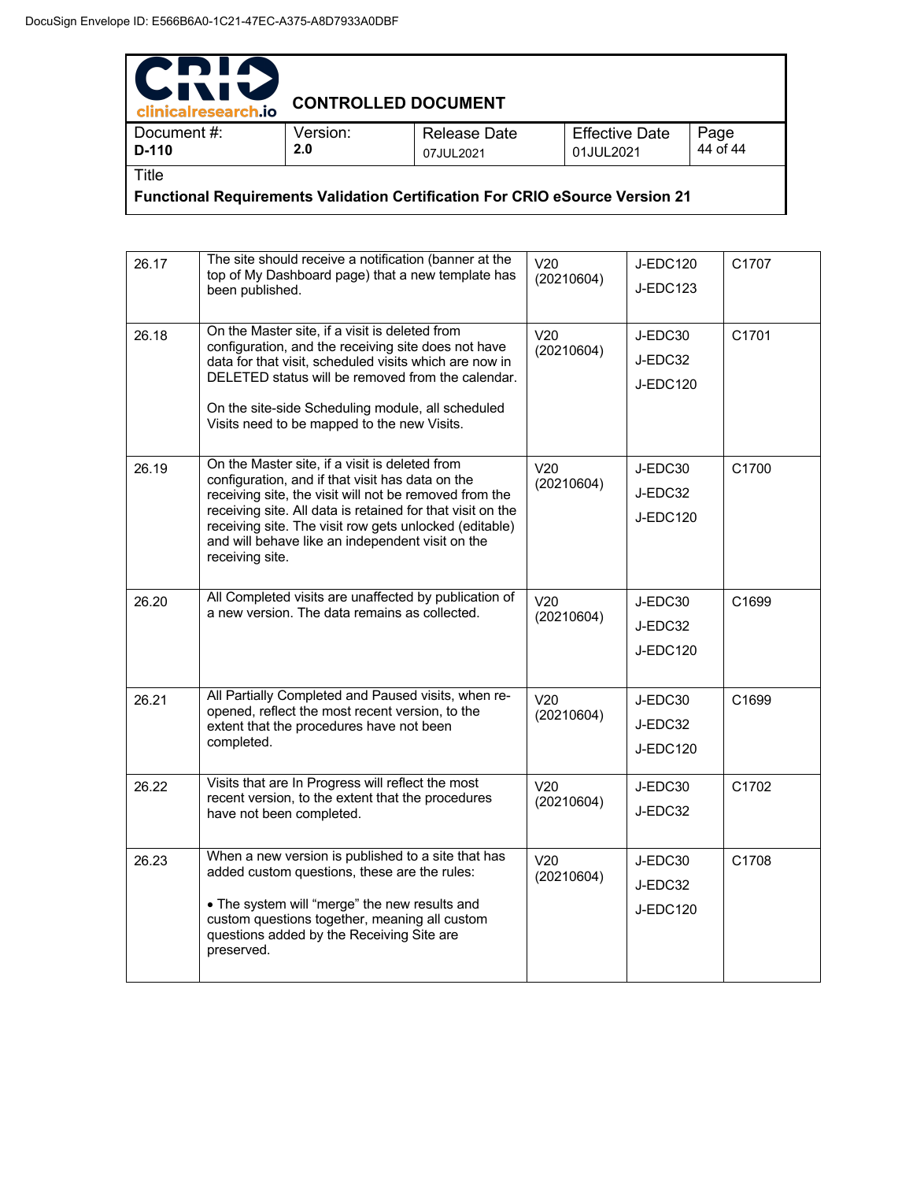| | | | | |
|---|---|---|---|---|
| 26.17 | The site should receive a notification (banner at the top of My Dashboard page) that a new template has been published. | V20 (20210604) | J-EDC120<br>J-EDC123 | C1707 |
| 26.18 | On the Master site, if a visit is deleted from configuration, and the receiving site does not have data for that visit, scheduled visits which are now in DELETED status will be removed from the calendar.<br><br>On the site-side Scheduling module, all scheduled Visits need to be mapped to the new Visits. | V20 (20210604) | J-EDC30<br>J-EDC32<br>J-EDC120 | C1701 |
| 26.19 | On the Master site, if a visit is deleted from configuration, and if that visit has data on the receiving site, the visit will not be removed from the receiving site. All data is retained for that visit on the receiving site. The visit row gets unlocked (editable) and will behave like an independent visit on the receiving site. | V20 (20210604) | J-EDC30<br>J-EDC32<br>J-EDC120 | C1700 |
| 26.20 | All Completed visits are unaffected by publication of a new version. The data remains as collected. | V20 (20210604) | J-EDC30<br>J-EDC32<br>J-EDC120 | C1699 |
| 26.21 | All Partially Completed and Paused visits, when re-opened, reflect the most recent version, to the extent that the procedures have not been completed. | V20 (20210604) | J-EDC30<br>J-EDC32<br>J-EDC120 | C1699 |
| 26.22 | Visits that are In Progress will reflect the most recent version, to the extent that the procedures have not been completed. | V20 (20210604) | J-EDC30<br>J-EDC32 | C1702 |
| 26.23 | When a new version is published to a site that has added custom questions, these are the rules:<br><br>• The system will "merge" the new results and custom questions together, meaning all custom questions added by the Receiving Site are preserved. | V20 (20210604) | J-EDC30<br>J-EDC32<br>J-EDC120 | C1708 |